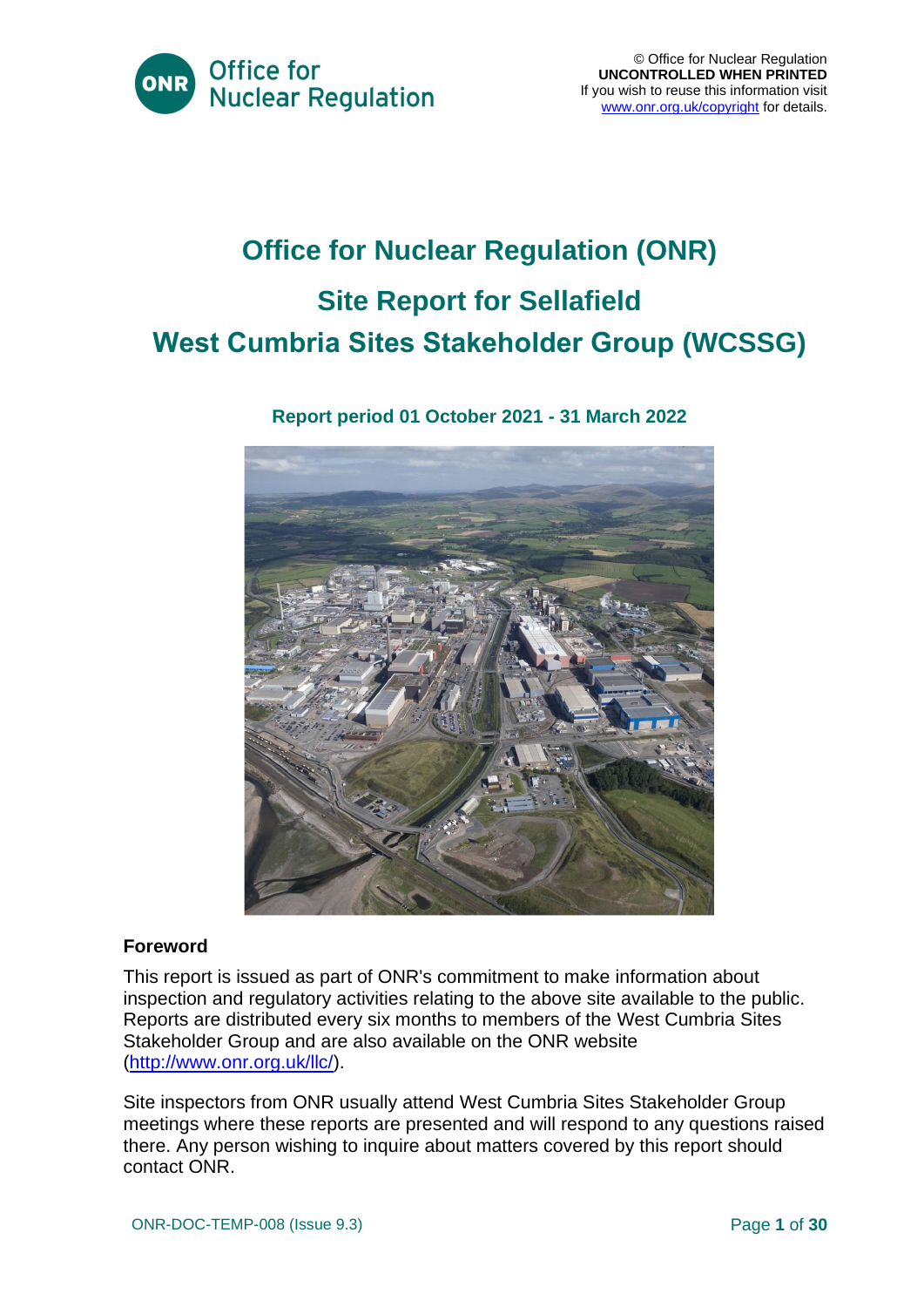© Office for Nuclear Regulation
**UNCONTROLLED WHEN PRINTED**
If you wish to reuse this information visit www.onr.org.uk/copyright for details.

# Office for Nuclear Regulation (ONR)

# Site Report for Sellafield

# West Cumbria Sites Stakeholder Group (WCSSG)

**Report period 01 October 2021 - 31 March 2022**

## Foreword

This report is issued as part of ONR's commitment to make information about inspection and regulatory activities relating to the above site available to the public. Reports are distributed every six months to members of the West Cumbria Sites Stakeholder Group and are also available on the ONR website (http://www.onr.org.uk/llc/).

Site inspectors from ONR usually attend West Cumbria Sites Stakeholder Group meetings where these reports are presented and will respond to any questions raised there. Any person wishing to inquire about matters covered by this report should contact ONR.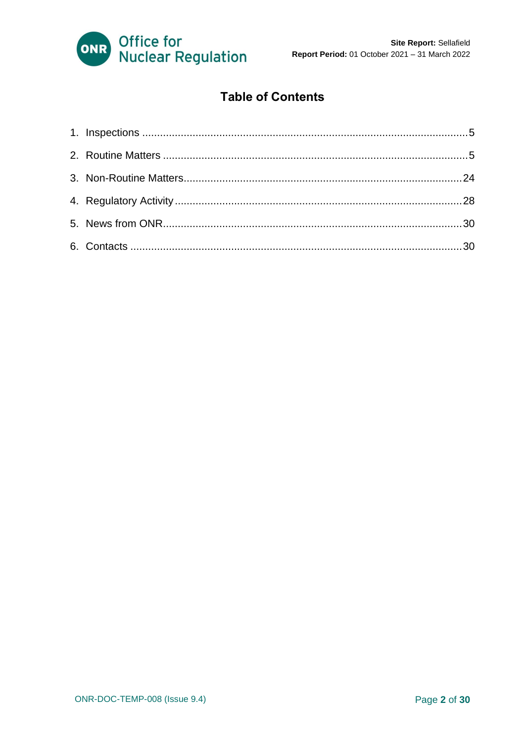# Table of Contents

1. Inspections .......... 5
2. Routine Matters .......... 5
3. Non-Routine Matters .......... 24
4. Regulatory Activity .......... 28
5. News from ONR .......... 30
6. Contacts .......... 30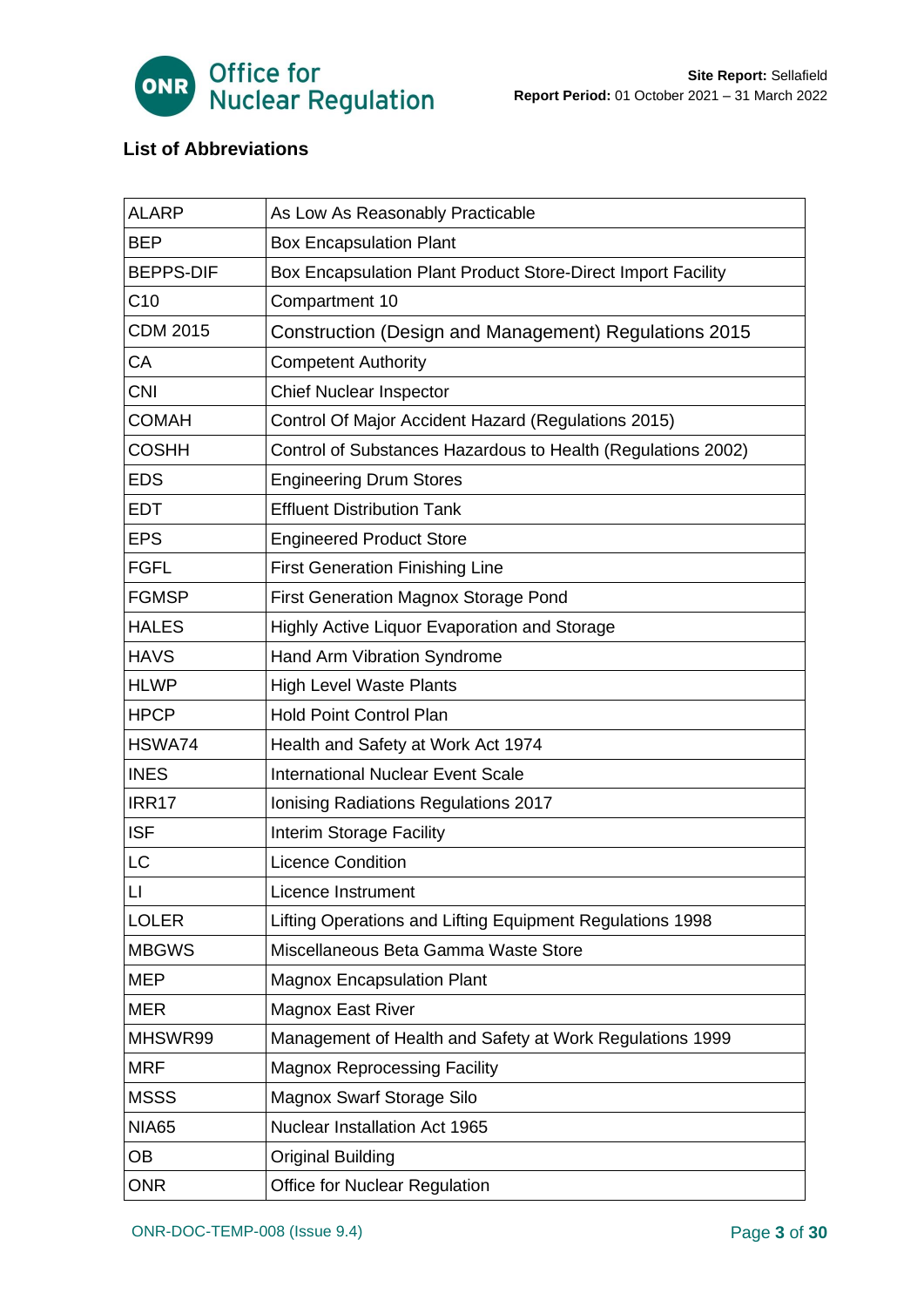## List of Abbreviations

| | |
|---|---|
| ALARP | As Low As Reasonably Practicable |
| BEP | Box Encapsulation Plant |
| BEPPS-DIF | Box Encapsulation Plant Product Store-Direct Import Facility |
| C10 | Compartment 10 |
| CDM 2015 | Construction (Design and Management) Regulations 2015 |
| CA | Competent Authority |
| CNI | Chief Nuclear Inspector |
| COMAH | Control Of Major Accident Hazard (Regulations 2015) |
| COSHH | Control of Substances Hazardous to Health (Regulations 2002) |
| EDS | Engineering Drum Stores |
| EDT | Effluent Distribution Tank |
| EPS | Engineered Product Store |
| FGFL | First Generation Finishing Line |
| FGMSP | First Generation Magnox Storage Pond |
| HALES | Highly Active Liquor Evaporation and Storage |
| HAVS | Hand Arm Vibration Syndrome |
| HLWP | High Level Waste Plants |
| HPCP | Hold Point Control Plan |
| HSWA74 | Health and Safety at Work Act 1974 |
| INES | International Nuclear Event Scale |
| IRR17 | Ionising Radiations Regulations 2017 |
| ISF | Interim Storage Facility |
| LC | Licence Condition |
| LI | Licence Instrument |
| LOLER | Lifting Operations and Lifting Equipment Regulations 1998 |
| MBGWS | Miscellaneous Beta Gamma Waste Store |
| MEP | Magnox Encapsulation Plant |
| MER | Magnox East River |
| MHSWR99 | Management of Health and Safety at Work Regulations 1999 |
| MRF | Magnox Reprocessing Facility |
| MSSS | Magnox Swarf Storage Silo |
| NIA65 | Nuclear Installation Act 1965 |
| OB | Original Building |
| ONR | Office for Nuclear Regulation |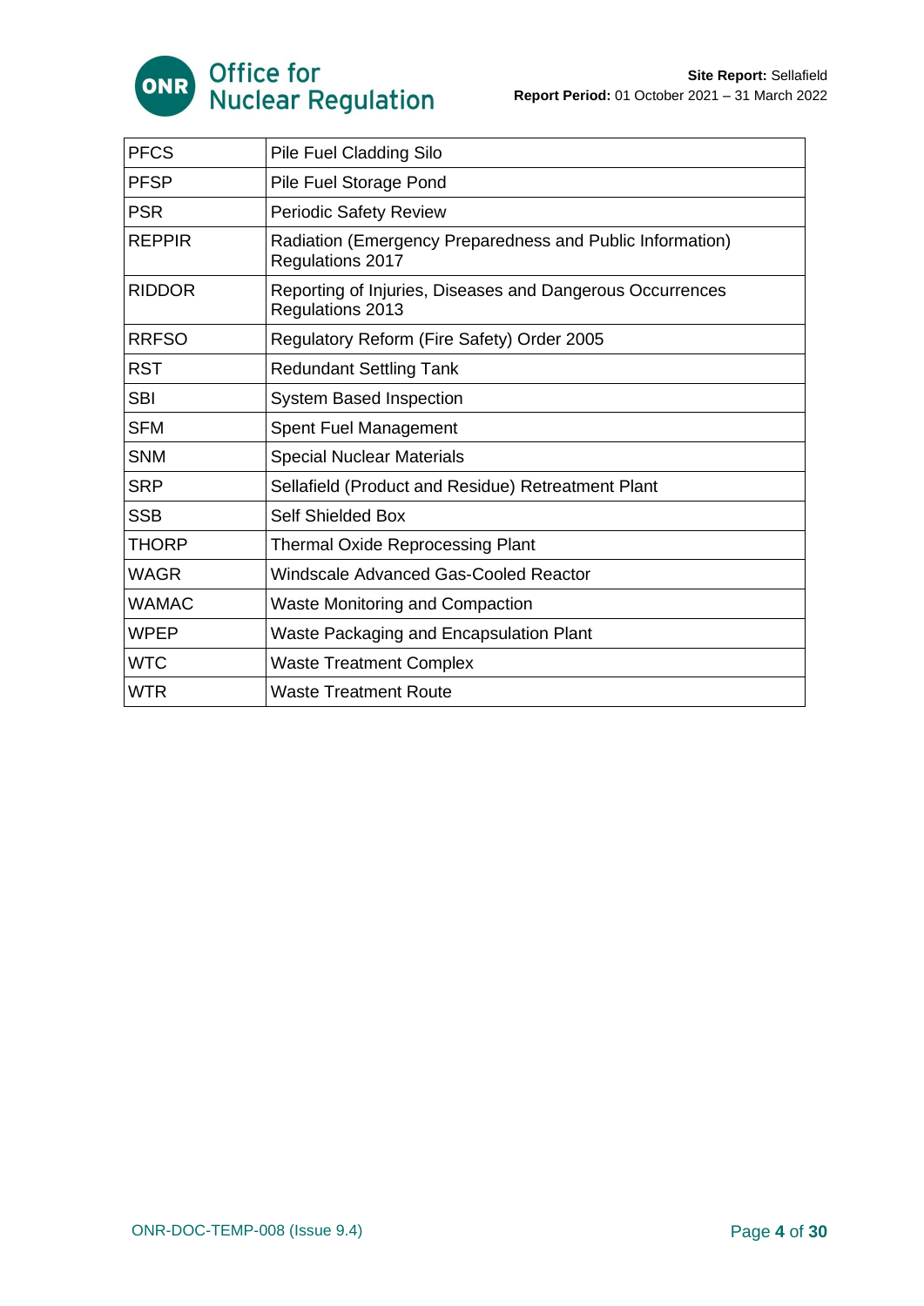| | |
|---|---|
| PFCS | Pile Fuel Cladding Silo |
| PFSP | Pile Fuel Storage Pond |
| PSR | Periodic Safety Review |
| REPPIR | Radiation (Emergency Preparedness and Public Information) Regulations 2017 |
| RIDDOR | Reporting of Injuries, Diseases and Dangerous Occurrences Regulations 2013 |
| RRFSO | Regulatory Reform (Fire Safety) Order 2005 |
| RST | Redundant Settling Tank |
| SBI | System Based Inspection |
| SFM | Spent Fuel Management |
| SNM | Special Nuclear Materials |
| SRP | Sellafield (Product and Residue) Retreatment Plant |
| SSB | Self Shielded Box |
| THORP | Thermal Oxide Reprocessing Plant |
| WAGR | Windscale Advanced Gas-Cooled Reactor |
| WAMAC | Waste Monitoring and Compaction |
| WPEP | Waste Packaging and Encapsulation Plant |
| WTC | Waste Treatment Complex |
| WTR | Waste Treatment Route |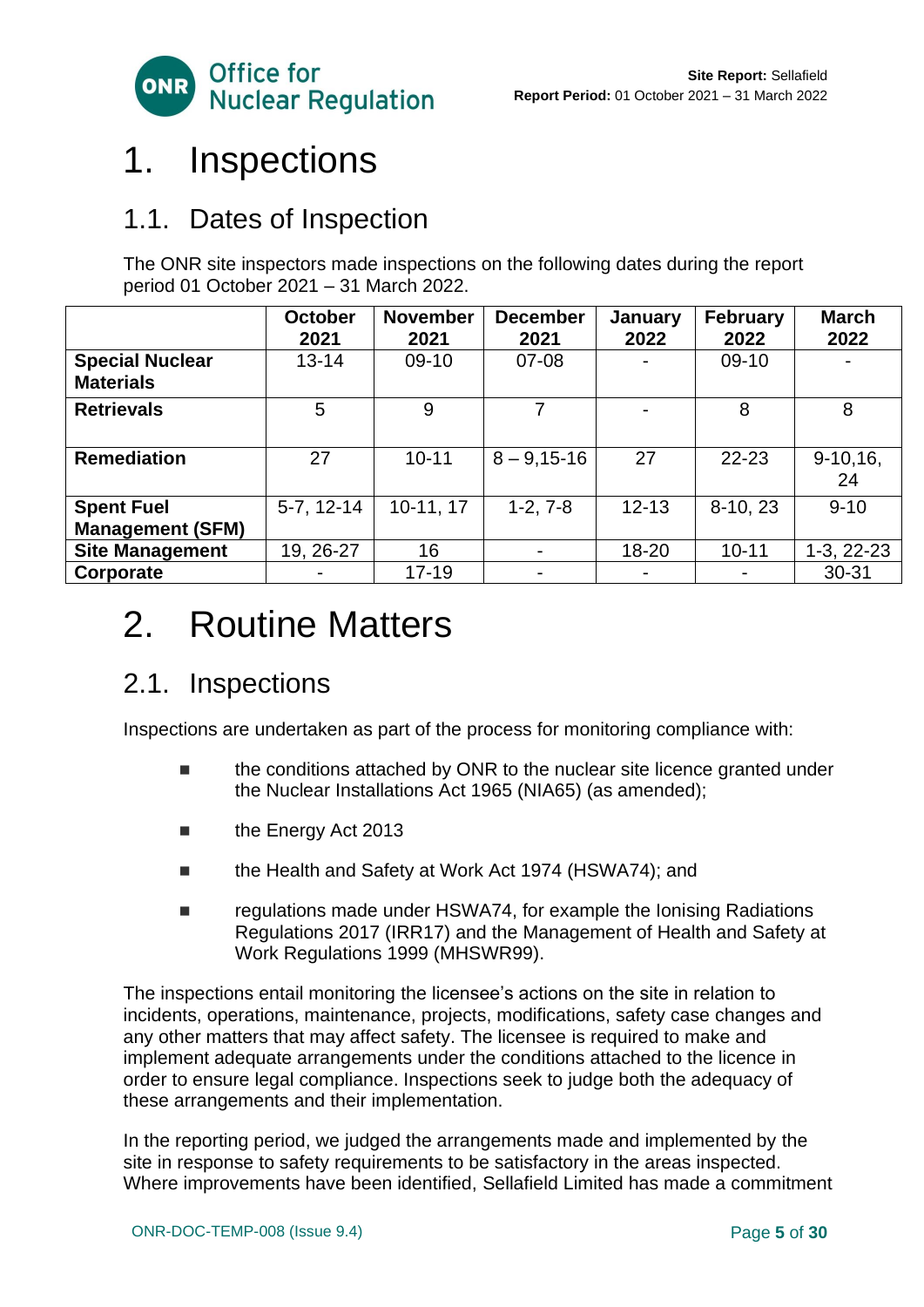# 1. Inspections

## 1.1. Dates of Inspection

The ONR site inspectors made inspections on the following dates during the report period 01 October 2021 – 31 March 2022.

| | October 2021 | November 2021 | December 2021 | January 2022 | February 2022 | March 2022 |
|---|---|---|---|---|---|---|
| **Special Nuclear Materials** | 13-14 | 09-10 | 07-08 | - | 09-10 | - |
| **Retrievals** | 5 | 9 | 7 | - | 8 | 8 |
| **Remediation** | 27 | 10-11 | 8 – 9,15-16 | 27 | 22-23 | 9-10,16, 24 |
| **Spent Fuel Management (SFM)** | 5-7, 12-14 | 10-11, 17 | 1-2, 7-8 | 12-13 | 8-10, 23 | 9-10 |
| **Site Management** | 19, 26-27 | 16 | - | 18-20 | 10-11 | 1-3, 22-23 |
| **Corporate** | - | 17-19 | - | - | - | 30-31 |

# 2. Routine Matters

## 2.1. Inspections

Inspections are undertaken as part of the process for monitoring compliance with:

- the conditions attached by ONR to the nuclear site licence granted under the Nuclear Installations Act 1965 (NIA65) (as amended);
- the Energy Act 2013
- the Health and Safety at Work Act 1974 (HSWA74); and
- regulations made under HSWA74, for example the Ionising Radiations Regulations 2017 (IRR17) and the Management of Health and Safety at Work Regulations 1999 (MHSWR99).

The inspections entail monitoring the licensee's actions on the site in relation to incidents, operations, maintenance, projects, modifications, safety case changes and any other matters that may affect safety. The licensee is required to make and implement adequate arrangements under the conditions attached to the licence in order to ensure legal compliance. Inspections seek to judge both the adequacy of these arrangements and their implementation.

In the reporting period, we judged the arrangements made and implemented by the site in response to safety requirements to be satisfactory in the areas inspected. Where improvements have been identified, Sellafield Limited has made a commitment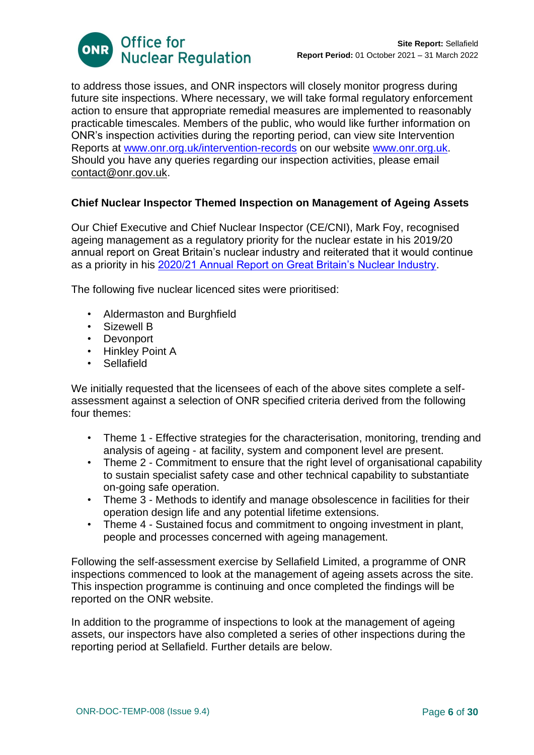to address those issues, and ONR inspectors will closely monitor progress during future site inspections. Where necessary, we will take formal regulatory enforcement action to ensure that appropriate remedial measures are implemented to reasonably practicable timescales. Members of the public, who would like further information on ONR's inspection activities during the reporting period, can view site Intervention Reports at [www.onr.org.uk/intervention-records](http://www.onr.org.uk/intervention-records) on our website [www.onr.org.uk](http://www.onr.org.uk). Should you have any queries regarding our inspection activities, please email contact@onr.gov.uk.

### Chief Nuclear Inspector Themed Inspection on Management of Ageing Assets

Our Chief Executive and Chief Nuclear Inspector (CE/CNI), Mark Foy, recognised ageing management as a regulatory priority for the nuclear estate in his 2019/20 annual report on Great Britain's nuclear industry and reiterated that it would continue as a priority in his 2020/21 Annual Report on Great Britain's Nuclear Industry.

The following five nuclear licenced sites were prioritised:

- Aldermaston and Burghfield
- Sizewell B
- Devonport
- Hinkley Point A
- Sellafield

We initially requested that the licensees of each of the above sites complete a self-assessment against a selection of ONR specified criteria derived from the following four themes:

- Theme 1 - Effective strategies for the characterisation, monitoring, trending and analysis of ageing - at facility, system and component level are present.
- Theme 2 - Commitment to ensure that the right level of organisational capability to sustain specialist safety case and other technical capability to substantiate on-going safe operation.
- Theme 3 - Methods to identify and manage obsolescence in facilities for their operation design life and any potential lifetime extensions.
- Theme 4 - Sustained focus and commitment to ongoing investment in plant, people and processes concerned with ageing management.

Following the self-assessment exercise by Sellafield Limited, a programme of ONR inspections commenced to look at the management of ageing assets across the site. This inspection programme is continuing and once completed the findings will be reported on the ONR website.

In addition to the programme of inspections to look at the management of ageing assets, our inspectors have also completed a series of other inspections during the reporting period at Sellafield. Further details are below.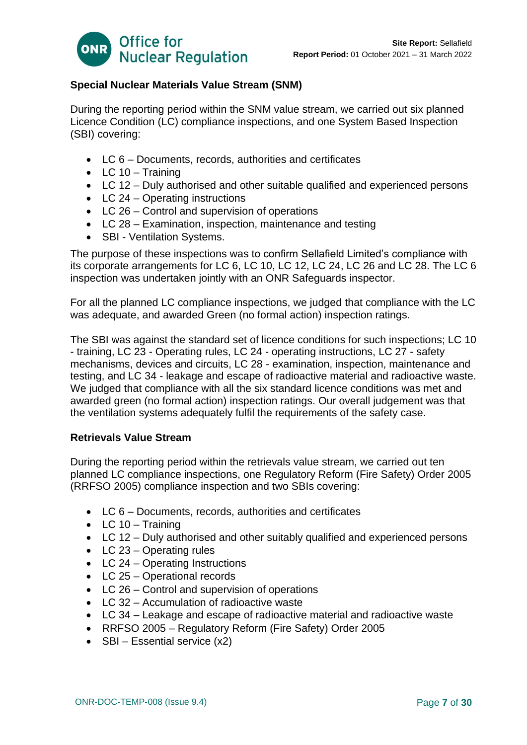### Special Nuclear Materials Value Stream (SNM)

During the reporting period within the SNM value stream, we carried out six planned Licence Condition (LC) compliance inspections, and one System Based Inspection (SBI) covering:

- LC 6 – Documents, records, authorities and certificates
- LC 10 – Training
- LC 12 – Duly authorised and other suitable qualified and experienced persons
- LC 24 – Operating instructions
- LC 26 – Control and supervision of operations
- LC 28 – Examination, inspection, maintenance and testing
- SBI - Ventilation Systems.

The purpose of these inspections was to confirm Sellafield Limited's compliance with its corporate arrangements for LC 6, LC 10, LC 12, LC 24, LC 26 and LC 28. The LC 6 inspection was undertaken jointly with an ONR Safeguards inspector.

For all the planned LC compliance inspections, we judged that compliance with the LC was adequate, and awarded Green (no formal action) inspection ratings.

The SBI was against the standard set of licence conditions for such inspections; LC 10 - training, LC 23 - Operating rules, LC 24 - operating instructions, LC 27 - safety mechanisms, devices and circuits, LC 28 - examination, inspection, maintenance and testing, and LC 34 - leakage and escape of radioactive material and radioactive waste. We judged that compliance with all the six standard licence conditions was met and awarded green (no formal action) inspection ratings. Our overall judgement was that the ventilation systems adequately fulfil the requirements of the safety case.

### Retrievals Value Stream

During the reporting period within the retrievals value stream, we carried out ten planned LC compliance inspections, one Regulatory Reform (Fire Safety) Order 2005 (RRFSO 2005) compliance inspection and two SBIs covering:

- LC 6 – Documents, records, authorities and certificates
- LC 10 – Training
- LC 12 – Duly authorised and other suitably qualified and experienced persons
- LC 23 – Operating rules
- LC 24 – Operating Instructions
- LC 25 – Operational records
- LC 26 – Control and supervision of operations
- LC 32 – Accumulation of radioactive waste
- LC 34 – Leakage and escape of radioactive material and radioactive waste
- RRFSO 2005 – Regulatory Reform (Fire Safety) Order 2005
- SBI – Essential service (x2)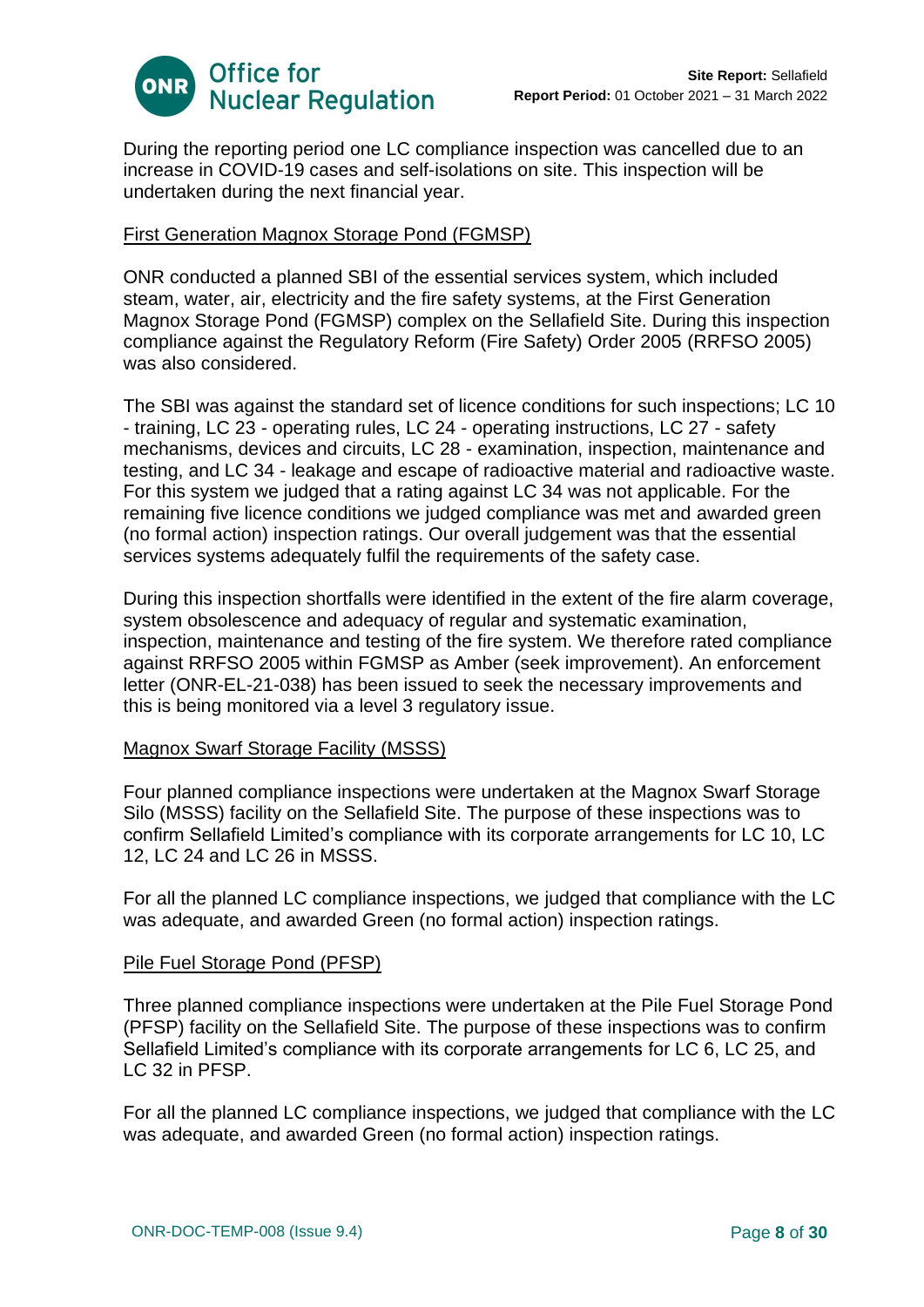During the reporting period one LC compliance inspection was cancelled due to an increase in COVID-19 cases and self-isolations on site. This inspection will be undertaken during the next financial year.

<u>First Generation Magnox Storage Pond (FGMSP)</u>

ONR conducted a planned SBI of the essential services system, which included steam, water, air, electricity and the fire safety systems, at the First Generation Magnox Storage Pond (FGMSP) complex on the Sellafield Site. During this inspection compliance against the Regulatory Reform (Fire Safety) Order 2005 (RRFSO 2005) was also considered.

The SBI was against the standard set of licence conditions for such inspections; LC 10 - training, LC 23 - operating rules, LC 24 - operating instructions, LC 27 - safety mechanisms, devices and circuits, LC 28 - examination, inspection, maintenance and testing, and LC 34 - leakage and escape of radioactive material and radioactive waste. For this system we judged that a rating against LC 34 was not applicable. For the remaining five licence conditions we judged compliance was met and awarded green (no formal action) inspection ratings. Our overall judgement was that the essential services systems adequately fulfil the requirements of the safety case.

During this inspection shortfalls were identified in the extent of the fire alarm coverage, system obsolescence and adequacy of regular and systematic examination, inspection, maintenance and testing of the fire system. We therefore rated compliance against RRFSO 2005 within FGMSP as Amber (seek improvement). An enforcement letter (ONR-EL-21-038) has been issued to seek the necessary improvements and this is being monitored via a level 3 regulatory issue.

<u>Magnox Swarf Storage Facility (MSSS)</u>

Four planned compliance inspections were undertaken at the Magnox Swarf Storage Silo (MSSS) facility on the Sellafield Site. The purpose of these inspections was to confirm Sellafield Limited's compliance with its corporate arrangements for LC 10, LC 12, LC 24 and LC 26 in MSSS.

For all the planned LC compliance inspections, we judged that compliance with the LC was adequate, and awarded Green (no formal action) inspection ratings.

<u>Pile Fuel Storage Pond (PFSP)</u>

Three planned compliance inspections were undertaken at the Pile Fuel Storage Pond (PFSP) facility on the Sellafield Site. The purpose of these inspections was to confirm Sellafield Limited's compliance with its corporate arrangements for LC 6, LC 25, and LC 32 in PFSP.

For all the planned LC compliance inspections, we judged that compliance with the LC was adequate, and awarded Green (no formal action) inspection ratings.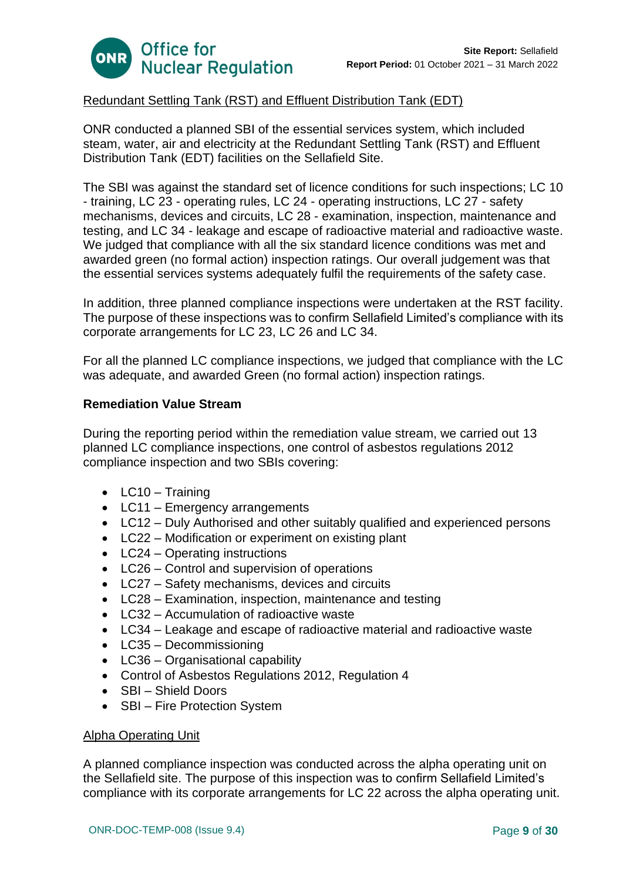Redundant Settling Tank (RST) and Effluent Distribution Tank (EDT)

ONR conducted a planned SBI of the essential services system, which included steam, water, air and electricity at the Redundant Settling Tank (RST) and Effluent Distribution Tank (EDT) facilities on the Sellafield Site.

The SBI was against the standard set of licence conditions for such inspections; LC 10 - training, LC 23 - operating rules, LC 24 - operating instructions, LC 27 - safety mechanisms, devices and circuits, LC 28 - examination, inspection, maintenance and testing, and LC 34 - leakage and escape of radioactive material and radioactive waste. We judged that compliance with all the six standard licence conditions was met and awarded green (no formal action) inspection ratings. Our overall judgement was that the essential services systems adequately fulfil the requirements of the safety case.

In addition, three planned compliance inspections were undertaken at the RST facility. The purpose of these inspections was to confirm Sellafield Limited's compliance with its corporate arrangements for LC 23, LC 26 and LC 34.

For all the planned LC compliance inspections, we judged that compliance with the LC was adequate, and awarded Green (no formal action) inspection ratings.

**Remediation Value Stream**

During the reporting period within the remediation value stream, we carried out 13 planned LC compliance inspections, one control of asbestos regulations 2012 compliance inspection and two SBIs covering:

- LC10 – Training
- LC11 – Emergency arrangements
- LC12 – Duly Authorised and other suitably qualified and experienced persons
- LC22 – Modification or experiment on existing plant
- LC24 – Operating instructions
- LC26 – Control and supervision of operations
- LC27 – Safety mechanisms, devices and circuits
- LC28 – Examination, inspection, maintenance and testing
- LC32 – Accumulation of radioactive waste
- LC34 – Leakage and escape of radioactive material and radioactive waste
- LC35 – Decommissioning
- LC36 – Organisational capability
- Control of Asbestos Regulations 2012, Regulation 4
- SBI – Shield Doors
- SBI – Fire Protection System

Alpha Operating Unit

A planned compliance inspection was conducted across the alpha operating unit on the Sellafield site. The purpose of this inspection was to confirm Sellafield Limited's compliance with its corporate arrangements for LC 22 across the alpha operating unit.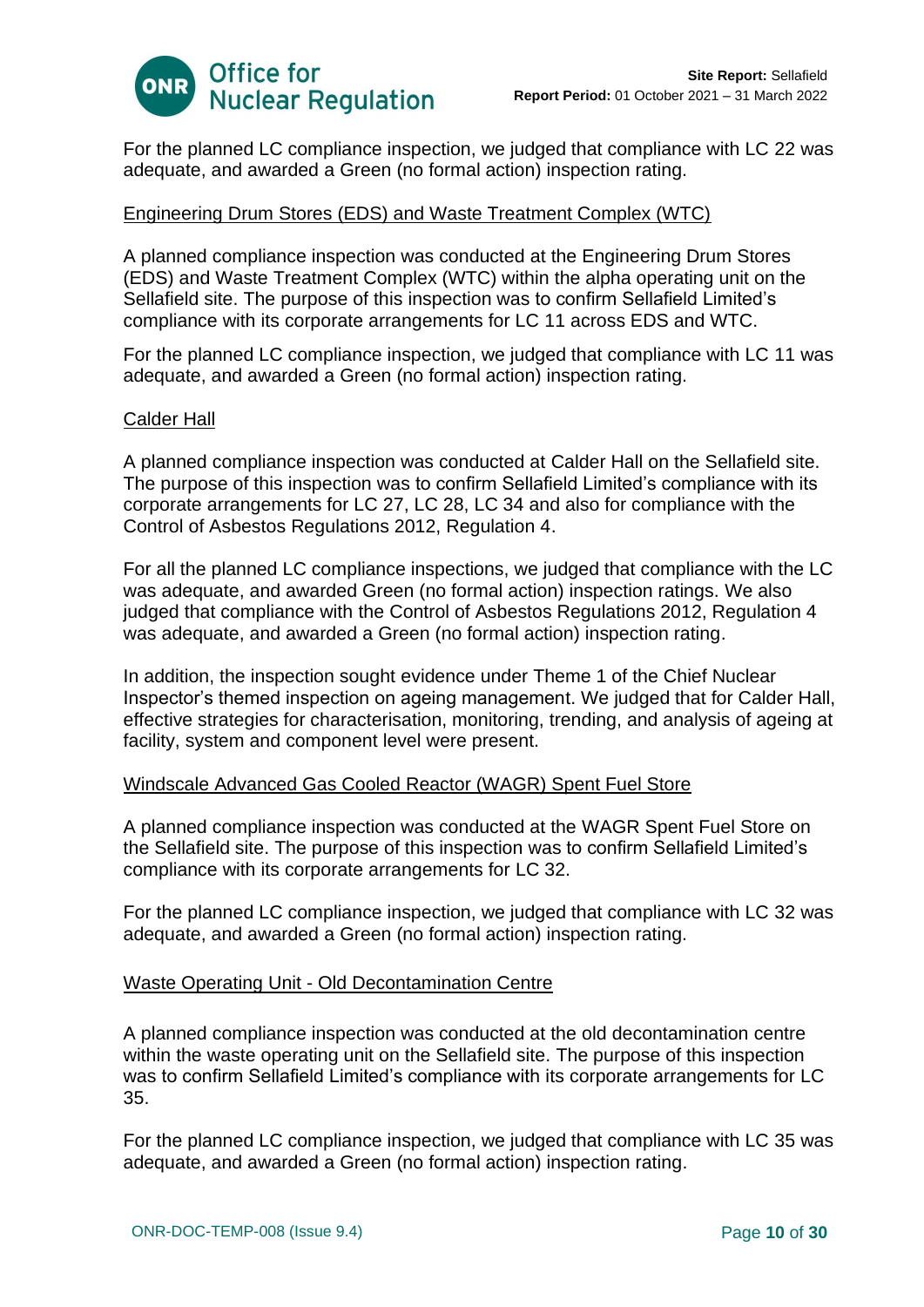For the planned LC compliance inspection, we judged that compliance with LC 22 was adequate, and awarded a Green (no formal action) inspection rating.

Engineering Drum Stores (EDS) and Waste Treatment Complex (WTC)

A planned compliance inspection was conducted at the Engineering Drum Stores (EDS) and Waste Treatment Complex (WTC) within the alpha operating unit on the Sellafield site. The purpose of this inspection was to confirm Sellafield Limited's compliance with its corporate arrangements for LC 11 across EDS and WTC.

For the planned LC compliance inspection, we judged that compliance with LC 11 was adequate, and awarded a Green (no formal action) inspection rating.

Calder Hall

A planned compliance inspection was conducted at Calder Hall on the Sellafield site. The purpose of this inspection was to confirm Sellafield Limited's compliance with its corporate arrangements for LC 27, LC 28, LC 34 and also for compliance with the Control of Asbestos Regulations 2012, Regulation 4.

For all the planned LC compliance inspections, we judged that compliance with the LC was adequate, and awarded Green (no formal action) inspection ratings. We also judged that compliance with the Control of Asbestos Regulations 2012, Regulation 4 was adequate, and awarded a Green (no formal action) inspection rating.

In addition, the inspection sought evidence under Theme 1 of the Chief Nuclear Inspector's themed inspection on ageing management. We judged that for Calder Hall, effective strategies for characterisation, monitoring, trending, and analysis of ageing at facility, system and component level were present.

Windscale Advanced Gas Cooled Reactor (WAGR) Spent Fuel Store

A planned compliance inspection was conducted at the WAGR Spent Fuel Store on the Sellafield site. The purpose of this inspection was to confirm Sellafield Limited's compliance with its corporate arrangements for LC 32.

For the planned LC compliance inspection, we judged that compliance with LC 32 was adequate, and awarded a Green (no formal action) inspection rating.

Waste Operating Unit - Old Decontamination Centre

A planned compliance inspection was conducted at the old decontamination centre within the waste operating unit on the Sellafield site. The purpose of this inspection was to confirm Sellafield Limited's compliance with its corporate arrangements for LC 35.

For the planned LC compliance inspection, we judged that compliance with LC 35 was adequate, and awarded a Green (no formal action) inspection rating.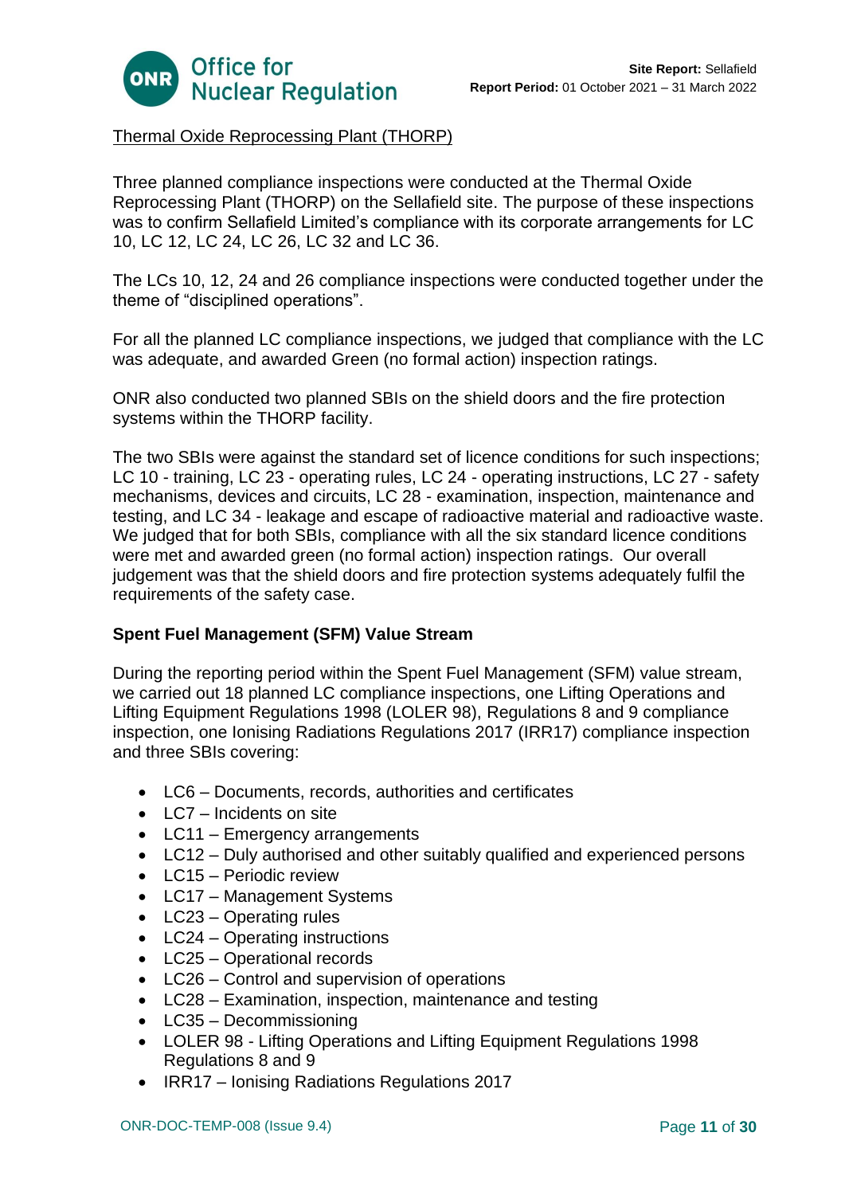Thermal Oxide Reprocessing Plant (THORP)

Three planned compliance inspections were conducted at the Thermal Oxide Reprocessing Plant (THORP) on the Sellafield site. The purpose of these inspections was to confirm Sellafield Limited's compliance with its corporate arrangements for LC 10, LC 12, LC 24, LC 26, LC 32 and LC 36.

The LCs 10, 12, 24 and 26 compliance inspections were conducted together under the theme of "disciplined operations".

For all the planned LC compliance inspections, we judged that compliance with the LC was adequate, and awarded Green (no formal action) inspection ratings.

ONR also conducted two planned SBIs on the shield doors and the fire protection systems within the THORP facility.

The two SBIs were against the standard set of licence conditions for such inspections; LC 10 - training, LC 23 - operating rules, LC 24 - operating instructions, LC 27 - safety mechanisms, devices and circuits, LC 28 - examination, inspection, maintenance and testing, and LC 34 - leakage and escape of radioactive material and radioactive waste. We judged that for both SBIs, compliance with all the six standard licence conditions were met and awarded green (no formal action) inspection ratings. Our overall judgement was that the shield doors and fire protection systems adequately fulfil the requirements of the safety case.

**Spent Fuel Management (SFM) Value Stream**

During the reporting period within the Spent Fuel Management (SFM) value stream, we carried out 18 planned LC compliance inspections, one Lifting Operations and Lifting Equipment Regulations 1998 (LOLER 98), Regulations 8 and 9 compliance inspection, one Ionising Radiations Regulations 2017 (IRR17) compliance inspection and three SBIs covering:

- LC6 – Documents, records, authorities and certificates
- LC7 – Incidents on site
- LC11 – Emergency arrangements
- LC12 – Duly authorised and other suitably qualified and experienced persons
- LC15 – Periodic review
- LC17 – Management Systems
- LC23 – Operating rules
- LC24 – Operating instructions
- LC25 – Operational records
- LC26 – Control and supervision of operations
- LC28 – Examination, inspection, maintenance and testing
- LC35 – Decommissioning
- LOLER 98 - Lifting Operations and Lifting Equipment Regulations 1998 Regulations 8 and 9
- IRR17 – Ionising Radiations Regulations 2017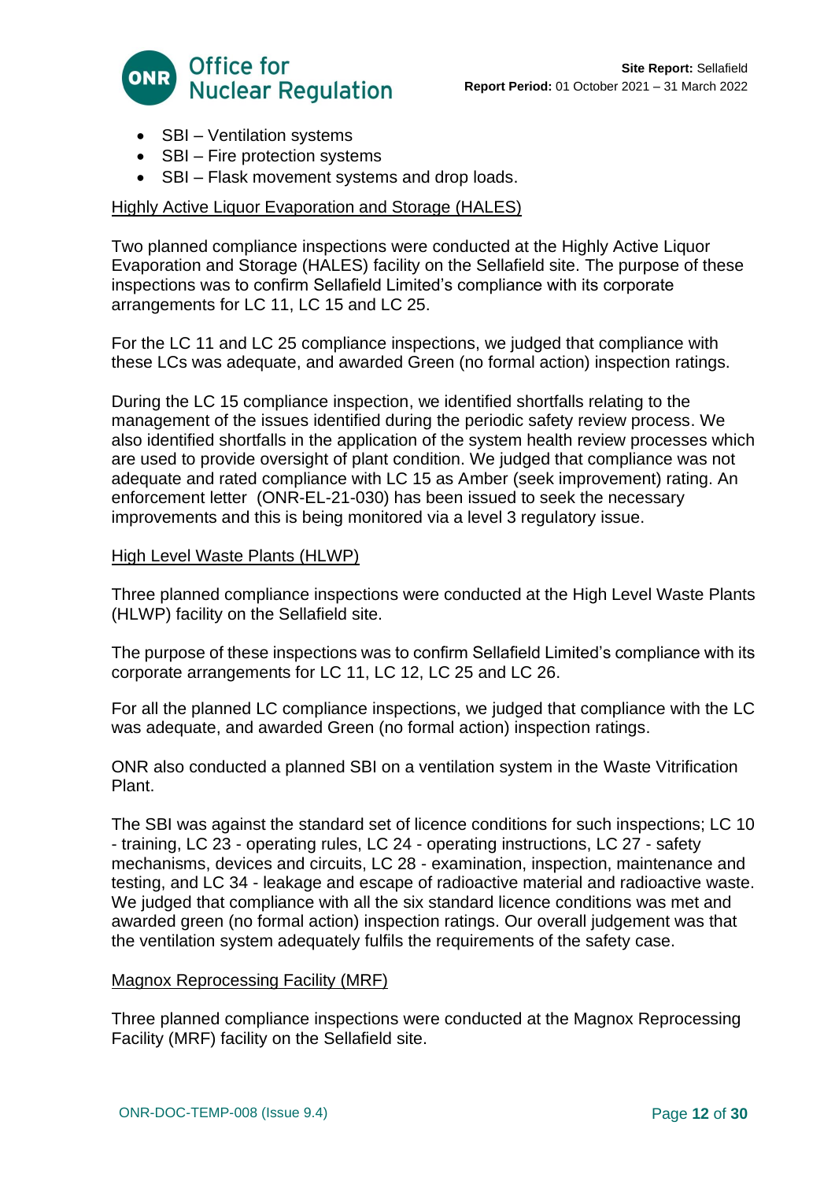- SBI – Ventilation systems
- SBI – Fire protection systems
- SBI – Flask movement systems and drop loads.

<u>Highly Active Liquor Evaporation and Storage (HALES)</u>

Two planned compliance inspections were conducted at the Highly Active Liquor Evaporation and Storage (HALES) facility on the Sellafield site. The purpose of these inspections was to confirm Sellafield Limited's compliance with its corporate arrangements for LC 11, LC 15 and LC 25.

For the LC 11 and LC 25 compliance inspections, we judged that compliance with these LCs was adequate, and awarded Green (no formal action) inspection ratings.

During the LC 15 compliance inspection, we identified shortfalls relating to the management of the issues identified during the periodic safety review process. We also identified shortfalls in the application of the system health review processes which are used to provide oversight of plant condition. We judged that compliance was not adequate and rated compliance with LC 15 as Amber (seek improvement) rating. An enforcement letter (ONR-EL-21-030) has been issued to seek the necessary improvements and this is being monitored via a level 3 regulatory issue.

<u>High Level Waste Plants (HLWP)</u>

Three planned compliance inspections were conducted at the High Level Waste Plants (HLWP) facility on the Sellafield site.

The purpose of these inspections was to confirm Sellafield Limited's compliance with its corporate arrangements for LC 11, LC 12, LC 25 and LC 26.

For all the planned LC compliance inspections, we judged that compliance with the LC was adequate, and awarded Green (no formal action) inspection ratings.

ONR also conducted a planned SBI on a ventilation system in the Waste Vitrification Plant.

The SBI was against the standard set of licence conditions for such inspections; LC 10 - training, LC 23 - operating rules, LC 24 - operating instructions, LC 27 - safety mechanisms, devices and circuits, LC 28 - examination, inspection, maintenance and testing, and LC 34 - leakage and escape of radioactive material and radioactive waste. We judged that compliance with all the six standard licence conditions was met and awarded green (no formal action) inspection ratings. Our overall judgement was that the ventilation system adequately fulfils the requirements of the safety case.

<u>Magnox Reprocessing Facility (MRF)</u>

Three planned compliance inspections were conducted at the Magnox Reprocessing Facility (MRF) facility on the Sellafield site.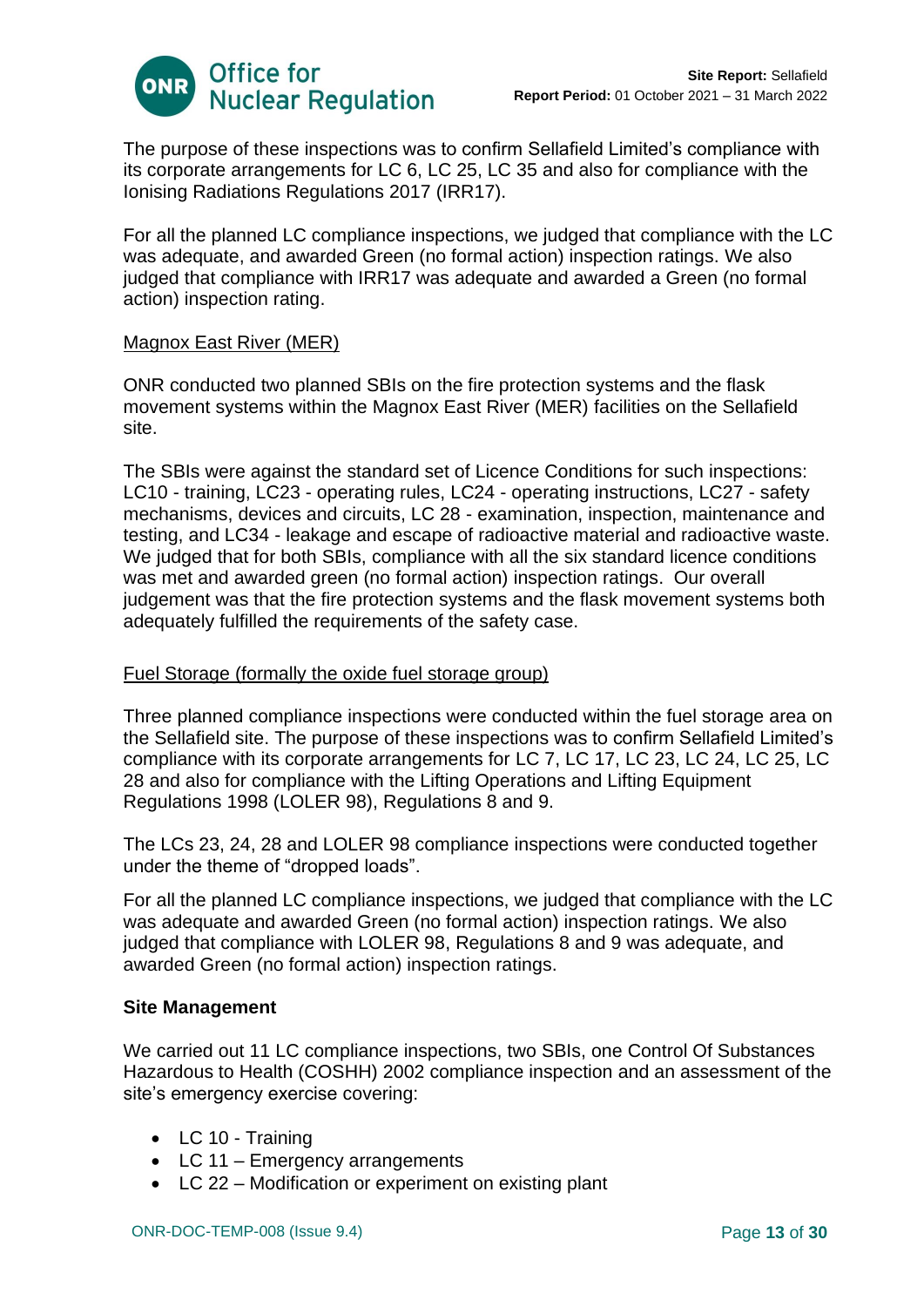The purpose of these inspections was to confirm Sellafield Limited's compliance with its corporate arrangements for LC 6, LC 25, LC 35 and also for compliance with the Ionising Radiations Regulations 2017 (IRR17).

For all the planned LC compliance inspections, we judged that compliance with the LC was adequate, and awarded Green (no formal action) inspection ratings. We also judged that compliance with IRR17 was adequate and awarded a Green (no formal action) inspection rating.

Magnox East River (MER)

ONR conducted two planned SBIs on the fire protection systems and the flask movement systems within the Magnox East River (MER) facilities on the Sellafield site.

The SBIs were against the standard set of Licence Conditions for such inspections: LC10 - training, LC23 - operating rules, LC24 - operating instructions, LC27 - safety mechanisms, devices and circuits, LC 28 - examination, inspection, maintenance and testing, and LC34 - leakage and escape of radioactive material and radioactive waste. We judged that for both SBIs, compliance with all the six standard licence conditions was met and awarded green (no formal action) inspection ratings. Our overall judgement was that the fire protection systems and the flask movement systems both adequately fulfilled the requirements of the safety case.

Fuel Storage (formally the oxide fuel storage group)

Three planned compliance inspections were conducted within the fuel storage area on the Sellafield site. The purpose of these inspections was to confirm Sellafield Limited's compliance with its corporate arrangements for LC 7, LC 17, LC 23, LC 24, LC 25, LC 28 and also for compliance with the Lifting Operations and Lifting Equipment Regulations 1998 (LOLER 98), Regulations 8 and 9.

The LCs 23, 24, 28 and LOLER 98 compliance inspections were conducted together under the theme of "dropped loads".

For all the planned LC compliance inspections, we judged that compliance with the LC was adequate and awarded Green (no formal action) inspection ratings. We also judged that compliance with LOLER 98, Regulations 8 and 9 was adequate, and awarded Green (no formal action) inspection ratings.

**Site Management**

We carried out 11 LC compliance inspections, two SBIs, one Control Of Substances Hazardous to Health (COSHH) 2002 compliance inspection and an assessment of the site's emergency exercise covering:

- LC 10 - Training
- LC 11 – Emergency arrangements
- LC 22 – Modification or experiment on existing plant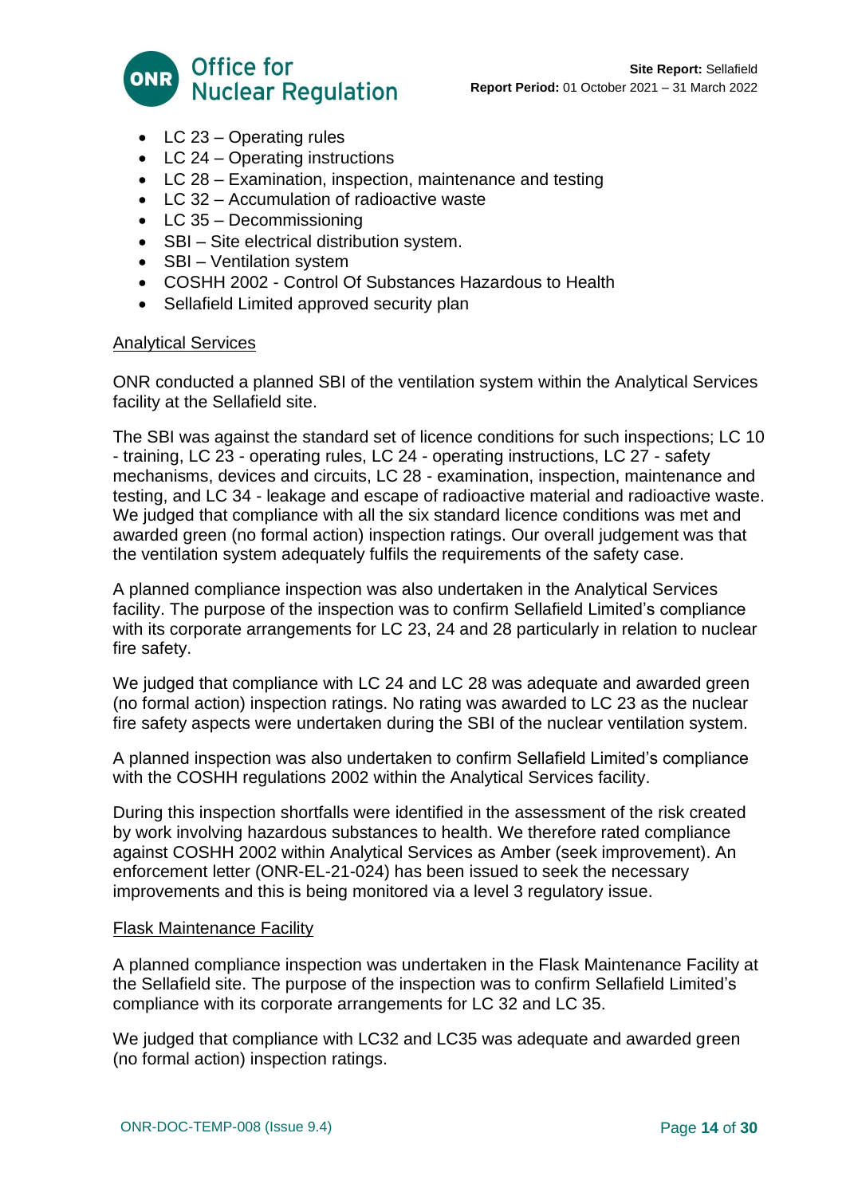- LC 23 – Operating rules
- LC 24 – Operating instructions
- LC 28 – Examination, inspection, maintenance and testing
- LC 32 – Accumulation of radioactive waste
- LC 35 – Decommissioning
- SBI – Site electrical distribution system.
- SBI – Ventilation system
- COSHH 2002 - Control Of Substances Hazardous to Health
- Sellafield Limited approved security plan

<u>Analytical Services</u>

ONR conducted a planned SBI of the ventilation system within the Analytical Services facility at the Sellafield site.

The SBI was against the standard set of licence conditions for such inspections; LC 10 - training, LC 23 - operating rules, LC 24 - operating instructions, LC 27 - safety mechanisms, devices and circuits, LC 28 - examination, inspection, maintenance and testing, and LC 34 - leakage and escape of radioactive material and radioactive waste. We judged that compliance with all the six standard licence conditions was met and awarded green (no formal action) inspection ratings. Our overall judgement was that the ventilation system adequately fulfils the requirements of the safety case.

A planned compliance inspection was also undertaken in the Analytical Services facility. The purpose of the inspection was to confirm Sellafield Limited's compliance with its corporate arrangements for LC 23, 24 and 28 particularly in relation to nuclear fire safety.

We judged that compliance with LC 24 and LC 28 was adequate and awarded green (no formal action) inspection ratings. No rating was awarded to LC 23 as the nuclear fire safety aspects were undertaken during the SBI of the nuclear ventilation system.

A planned inspection was also undertaken to confirm Sellafield Limited's compliance with the COSHH regulations 2002 within the Analytical Services facility.

During this inspection shortfalls were identified in the assessment of the risk created by work involving hazardous substances to health. We therefore rated compliance against COSHH 2002 within Analytical Services as Amber (seek improvement). An enforcement letter (ONR-EL-21-024) has been issued to seek the necessary improvements and this is being monitored via a level 3 regulatory issue.

<u>Flask Maintenance Facility</u>

A planned compliance inspection was undertaken in the Flask Maintenance Facility at the Sellafield site. The purpose of the inspection was to confirm Sellafield Limited's compliance with its corporate arrangements for LC 32 and LC 35.

We judged that compliance with LC32 and LC35 was adequate and awarded green (no formal action) inspection ratings.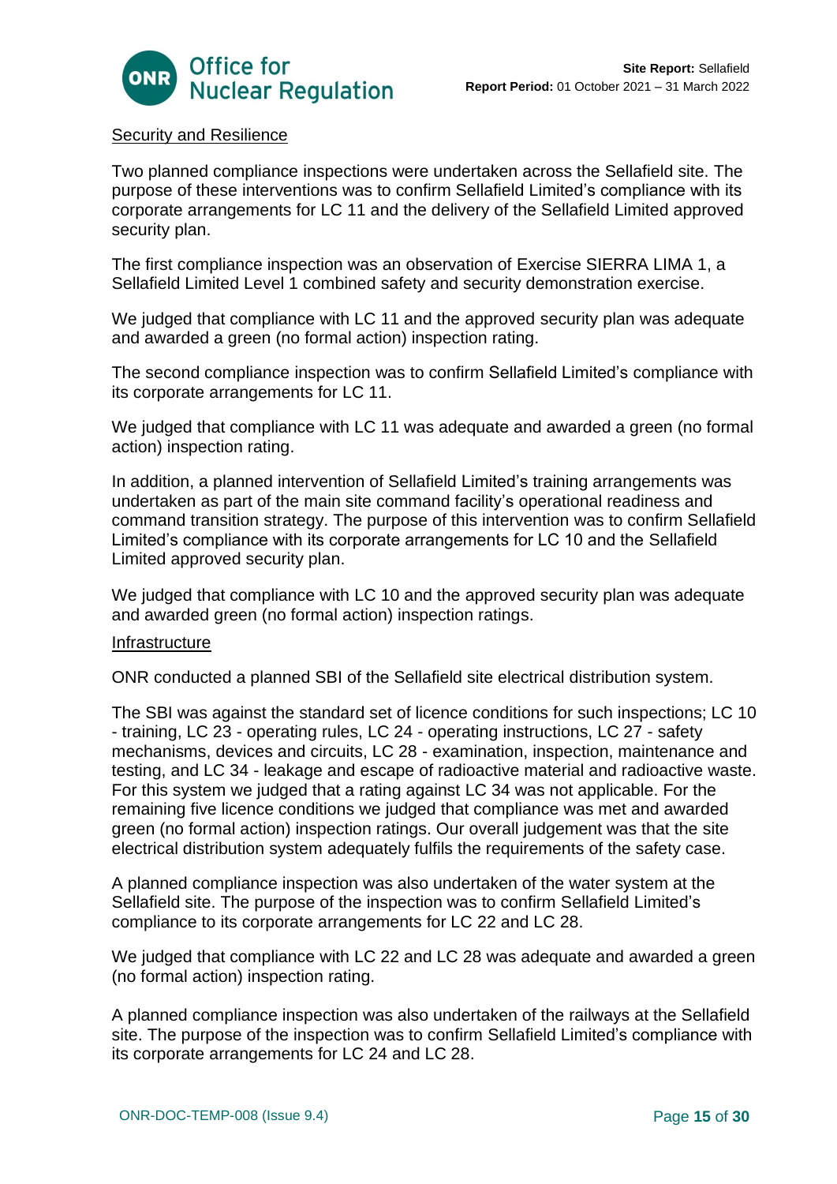Security and Resilience

Two planned compliance inspections were undertaken across the Sellafield site. The purpose of these interventions was to confirm Sellafield Limited's compliance with its corporate arrangements for LC 11 and the delivery of the Sellafield Limited approved security plan.

The first compliance inspection was an observation of Exercise SIERRA LIMA 1, a Sellafield Limited Level 1 combined safety and security demonstration exercise.

We judged that compliance with LC 11 and the approved security plan was adequate and awarded a green (no formal action) inspection rating.

The second compliance inspection was to confirm Sellafield Limited's compliance with its corporate arrangements for LC 11.

We judged that compliance with LC 11 was adequate and awarded a green (no formal action) inspection rating.

In addition, a planned intervention of Sellafield Limited's training arrangements was undertaken as part of the main site command facility's operational readiness and command transition strategy. The purpose of this intervention was to confirm Sellafield Limited's compliance with its corporate arrangements for LC 10 and the Sellafield Limited approved security plan.

We judged that compliance with LC 10 and the approved security plan was adequate and awarded green (no formal action) inspection ratings.

Infrastructure

ONR conducted a planned SBI of the Sellafield site electrical distribution system.

The SBI was against the standard set of licence conditions for such inspections; LC 10 - training, LC 23 - operating rules, LC 24 - operating instructions, LC 27 - safety mechanisms, devices and circuits, LC 28 - examination, inspection, maintenance and testing, and LC 34 - leakage and escape of radioactive material and radioactive waste. For this system we judged that a rating against LC 34 was not applicable. For the remaining five licence conditions we judged that compliance was met and awarded green (no formal action) inspection ratings. Our overall judgement was that the site electrical distribution system adequately fulfils the requirements of the safety case.

A planned compliance inspection was also undertaken of the water system at the Sellafield site. The purpose of the inspection was to confirm Sellafield Limited's compliance to its corporate arrangements for LC 22 and LC 28.

We judged that compliance with LC 22 and LC 28 was adequate and awarded a green (no formal action) inspection rating.

A planned compliance inspection was also undertaken of the railways at the Sellafield site. The purpose of the inspection was to confirm Sellafield Limited's compliance with its corporate arrangements for LC 24 and LC 28.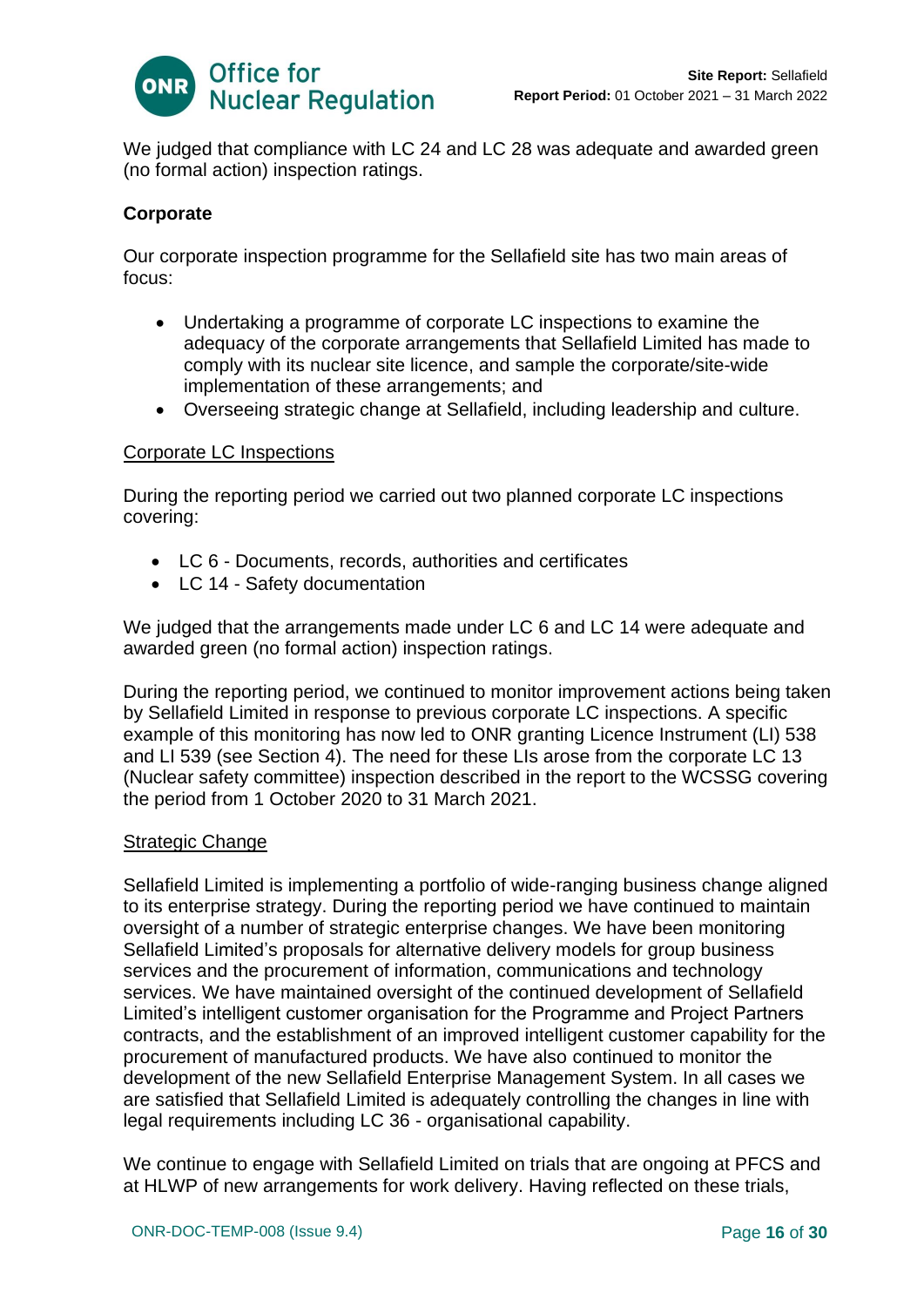We judged that compliance with LC 24 and LC 28 was adequate and awarded green (no formal action) inspection ratings.

**Corporate**

Our corporate inspection programme for the Sellafield site has two main areas of focus:

- Undertaking a programme of corporate LC inspections to examine the adequacy of the corporate arrangements that Sellafield Limited has made to comply with its nuclear site licence, and sample the corporate/site-wide implementation of these arrangements; and
- Overseeing strategic change at Sellafield, including leadership and culture.

Corporate LC Inspections

During the reporting period we carried out two planned corporate LC inspections covering:

- LC 6 - Documents, records, authorities and certificates
- LC 14 - Safety documentation

We judged that the arrangements made under LC 6 and LC 14 were adequate and awarded green (no formal action) inspection ratings.

During the reporting period, we continued to monitor improvement actions being taken by Sellafield Limited in response to previous corporate LC inspections. A specific example of this monitoring has now led to ONR granting Licence Instrument (LI) 538 and LI 539 (see Section 4). The need for these LIs arose from the corporate LC 13 (Nuclear safety committee) inspection described in the report to the WCSSG covering the period from 1 October 2020 to 31 March 2021.

Strategic Change

Sellafield Limited is implementing a portfolio of wide-ranging business change aligned to its enterprise strategy. During the reporting period we have continued to maintain oversight of a number of strategic enterprise changes. We have been monitoring Sellafield Limited's proposals for alternative delivery models for group business services and the procurement of information, communications and technology services. We have maintained oversight of the continued development of Sellafield Limited's intelligent customer organisation for the Programme and Project Partners contracts, and the establishment of an improved intelligent customer capability for the procurement of manufactured products. We have also continued to monitor the development of the new Sellafield Enterprise Management System. In all cases we are satisfied that Sellafield Limited is adequately controlling the changes in line with legal requirements including LC 36 - organisational capability.

We continue to engage with Sellafield Limited on trials that are ongoing at PFCS and at HLWP of new arrangements for work delivery. Having reflected on these trials,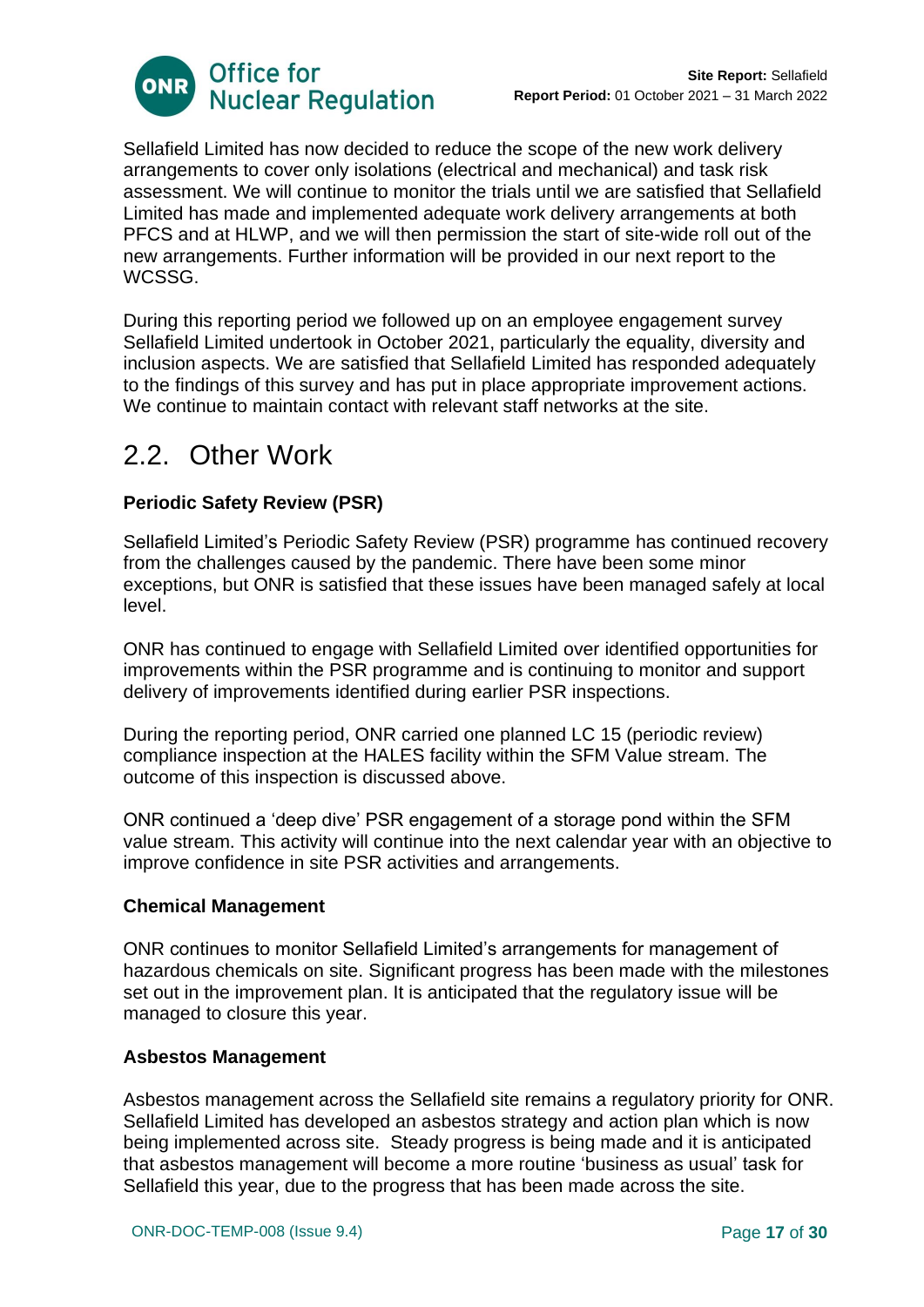Sellafield Limited has now decided to reduce the scope of the new work delivery arrangements to cover only isolations (electrical and mechanical) and task risk assessment. We will continue to monitor the trials until we are satisfied that Sellafield Limited has made and implemented adequate work delivery arrangements at both PFCS and at HLWP, and we will then permission the start of site-wide roll out of the new arrangements. Further information will be provided in our next report to the WCSSG.

During this reporting period we followed up on an employee engagement survey Sellafield Limited undertook in October 2021, particularly the equality, diversity and inclusion aspects. We are satisfied that Sellafield Limited has responded adequately to the findings of this survey and has put in place appropriate improvement actions. We continue to maintain contact with relevant staff networks at the site.

## 2.2. Other Work

**Periodic Safety Review (PSR)**

Sellafield Limited's Periodic Safety Review (PSR) programme has continued recovery from the challenges caused by the pandemic. There have been some minor exceptions, but ONR is satisfied that these issues have been managed safely at local level.

ONR has continued to engage with Sellafield Limited over identified opportunities for improvements within the PSR programme and is continuing to monitor and support delivery of improvements identified during earlier PSR inspections.

During the reporting period, ONR carried one planned LC 15 (periodic review) compliance inspection at the HALES facility within the SFM Value stream. The outcome of this inspection is discussed above.

ONR continued a 'deep dive' PSR engagement of a storage pond within the SFM value stream. This activity will continue into the next calendar year with an objective to improve confidence in site PSR activities and arrangements.

**Chemical Management**

ONR continues to monitor Sellafield Limited's arrangements for management of hazardous chemicals on site. Significant progress has been made with the milestones set out in the improvement plan. It is anticipated that the regulatory issue will be managed to closure this year.

**Asbestos Management**

Asbestos management across the Sellafield site remains a regulatory priority for ONR. Sellafield Limited has developed an asbestos strategy and action plan which is now being implemented across site. Steady progress is being made and it is anticipated that asbestos management will become a more routine 'business as usual' task for Sellafield this year, due to the progress that has been made across the site.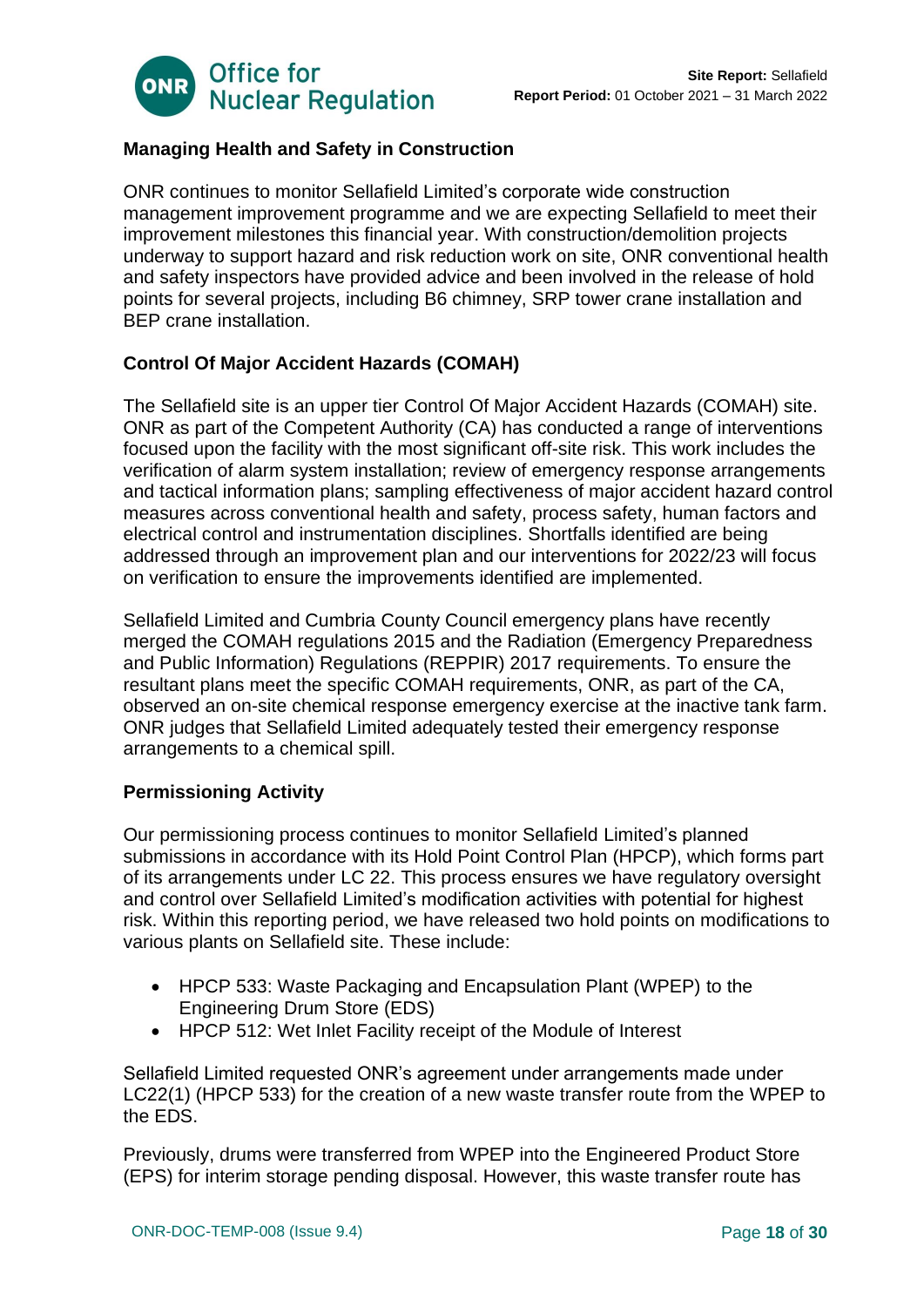### Managing Health and Safety in Construction

ONR continues to monitor Sellafield Limited's corporate wide construction management improvement programme and we are expecting Sellafield to meet their improvement milestones this financial year. With construction/demolition projects underway to support hazard and risk reduction work on site, ONR conventional health and safety inspectors have provided advice and been involved in the release of hold points for several projects, including B6 chimney, SRP tower crane installation and BEP crane installation.

### Control Of Major Accident Hazards (COMAH)

The Sellafield site is an upper tier Control Of Major Accident Hazards (COMAH) site. ONR as part of the Competent Authority (CA) has conducted a range of interventions focused upon the facility with the most significant off-site risk. This work includes the verification of alarm system installation; review of emergency response arrangements and tactical information plans; sampling effectiveness of major accident hazard control measures across conventional health and safety, process safety, human factors and electrical control and instrumentation disciplines. Shortfalls identified are being addressed through an improvement plan and our interventions for 2022/23 will focus on verification to ensure the improvements identified are implemented.

Sellafield Limited and Cumbria County Council emergency plans have recently merged the COMAH regulations 2015 and the Radiation (Emergency Preparedness and Public Information) Regulations (REPPIR) 2017 requirements. To ensure the resultant plans meet the specific COMAH requirements, ONR, as part of the CA, observed an on-site chemical response emergency exercise at the inactive tank farm. ONR judges that Sellafield Limited adequately tested their emergency response arrangements to a chemical spill.

### Permissioning Activity

Our permissioning process continues to monitor Sellafield Limited's planned submissions in accordance with its Hold Point Control Plan (HPCP), which forms part of its arrangements under LC 22. This process ensures we have regulatory oversight and control over Sellafield Limited's modification activities with potential for highest risk. Within this reporting period, we have released two hold points on modifications to various plants on Sellafield site. These include:

- HPCP 533: Waste Packaging and Encapsulation Plant (WPEP) to the Engineering Drum Store (EDS)
- HPCP 512: Wet Inlet Facility receipt of the Module of Interest

Sellafield Limited requested ONR's agreement under arrangements made under LC22(1) (HPCP 533) for the creation of a new waste transfer route from the WPEP to the EDS.

Previously, drums were transferred from WPEP into the Engineered Product Store (EPS) for interim storage pending disposal. However, this waste transfer route has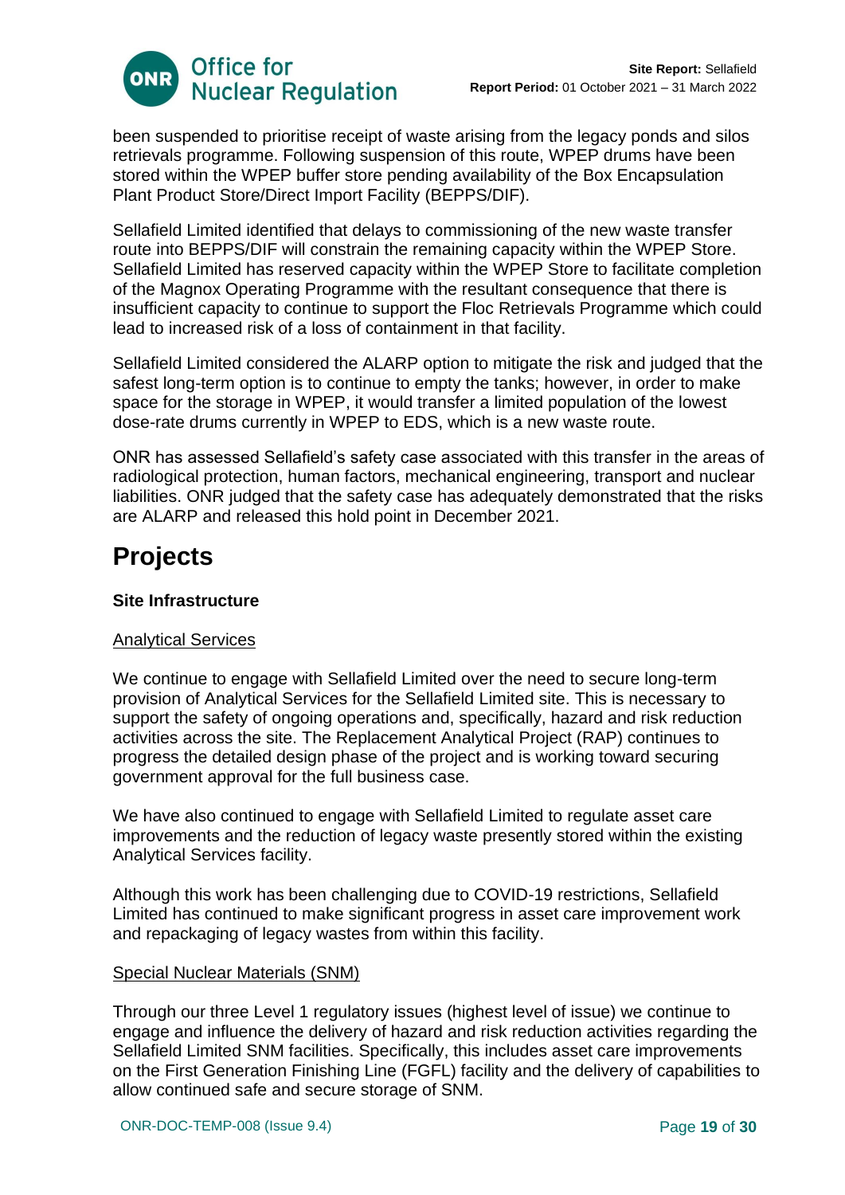been suspended to prioritise receipt of waste arising from the legacy ponds and silos retrievals programme. Following suspension of this route, WPEP drums have been stored within the WPEP buffer store pending availability of the Box Encapsulation Plant Product Store/Direct Import Facility (BEPPS/DIF).

Sellafield Limited identified that delays to commissioning of the new waste transfer route into BEPPS/DIF will constrain the remaining capacity within the WPEP Store. Sellafield Limited has reserved capacity within the WPEP Store to facilitate completion of the Magnox Operating Programme with the resultant consequence that there is insufficient capacity to continue to support the Floc Retrievals Programme which could lead to increased risk of a loss of containment in that facility.

Sellafield Limited considered the ALARP option to mitigate the risk and judged that the safest long-term option is to continue to empty the tanks; however, in order to make space for the storage in WPEP, it would transfer a limited population of the lowest dose-rate drums currently in WPEP to EDS, which is a new waste route.

ONR has assessed Sellafield's safety case associated with this transfer in the areas of radiological protection, human factors, mechanical engineering, transport and nuclear liabilities. ONR judged that the safety case has adequately demonstrated that the risks are ALARP and released this hold point in December 2021.

# Projects

**Site Infrastructure**

Analytical Services

We continue to engage with Sellafield Limited over the need to secure long-term provision of Analytical Services for the Sellafield Limited site. This is necessary to support the safety of ongoing operations and, specifically, hazard and risk reduction activities across the site. The Replacement Analytical Project (RAP) continues to progress the detailed design phase of the project and is working toward securing government approval for the full business case.

We have also continued to engage with Sellafield Limited to regulate asset care improvements and the reduction of legacy waste presently stored within the existing Analytical Services facility.

Although this work has been challenging due to COVID-19 restrictions, Sellafield Limited has continued to make significant progress in asset care improvement work and repackaging of legacy wastes from within this facility.

Special Nuclear Materials (SNM)

Through our three Level 1 regulatory issues (highest level of issue) we continue to engage and influence the delivery of hazard and risk reduction activities regarding the Sellafield Limited SNM facilities. Specifically, this includes asset care improvements on the First Generation Finishing Line (FGFL) facility and the delivery of capabilities to allow continued safe and secure storage of SNM.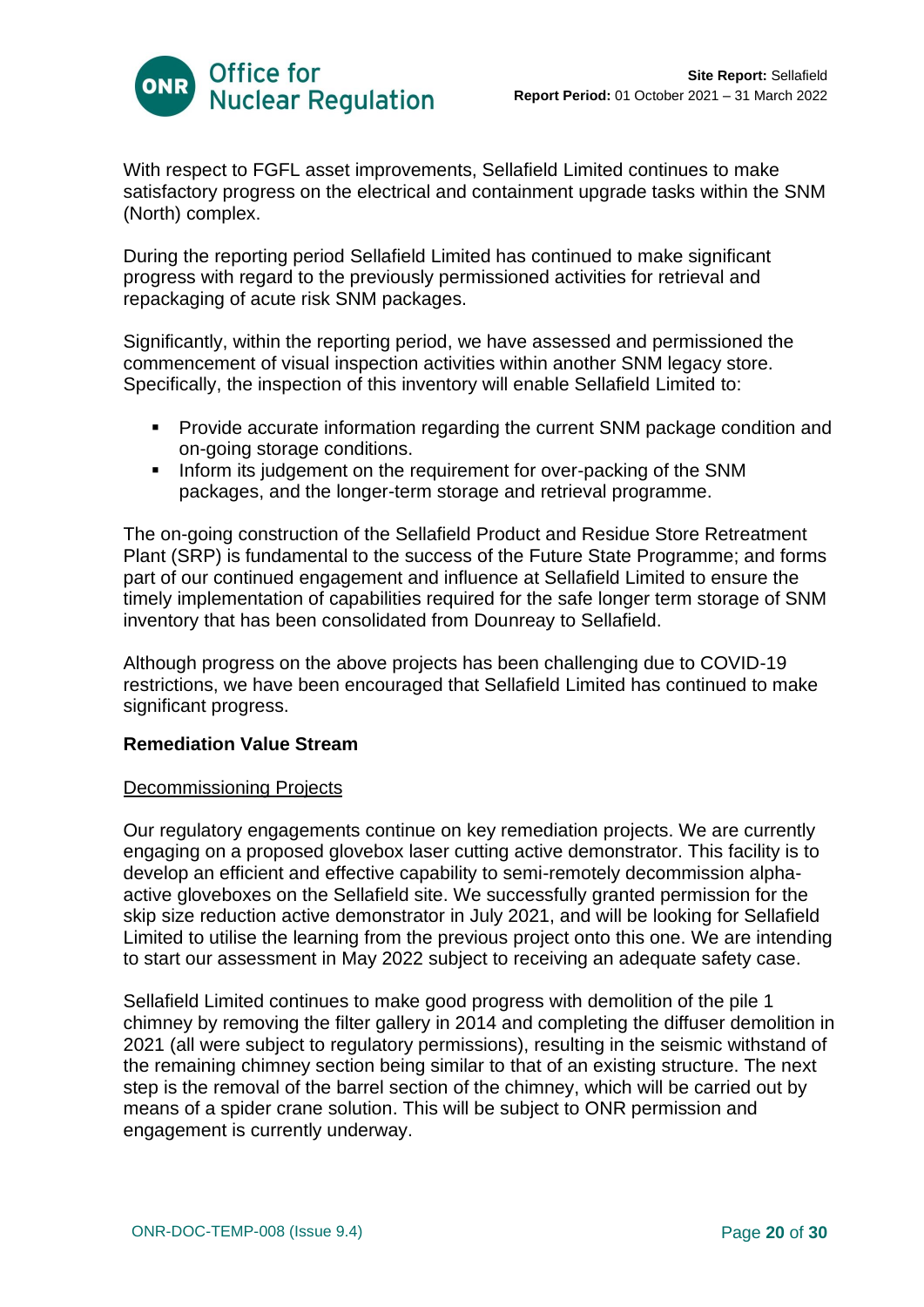With respect to FGFL asset improvements, Sellafield Limited continues to make satisfactory progress on the electrical and containment upgrade tasks within the SNM (North) complex.

During the reporting period Sellafield Limited has continued to make significant progress with regard to the previously permissioned activities for retrieval and repackaging of acute risk SNM packages.

Significantly, within the reporting period, we have assessed and permissioned the commencement of visual inspection activities within another SNM legacy store. Specifically, the inspection of this inventory will enable Sellafield Limited to:

- Provide accurate information regarding the current SNM package condition and on-going storage conditions.
- Inform its judgement on the requirement for over-packing of the SNM packages, and the longer-term storage and retrieval programme.

The on-going construction of the Sellafield Product and Residue Store Retreatment Plant (SRP) is fundamental to the success of the Future State Programme; and forms part of our continued engagement and influence at Sellafield Limited to ensure the timely implementation of capabilities required for the safe longer term storage of SNM inventory that has been consolidated from Dounreay to Sellafield.

Although progress on the above projects has been challenging due to COVID-19 restrictions, we have been encouraged that Sellafield Limited has continued to make significant progress.

**Remediation Value Stream**

Decommissioning Projects

Our regulatory engagements continue on key remediation projects. We are currently engaging on a proposed glovebox laser cutting active demonstrator. This facility is to develop an efficient and effective capability to semi-remotely decommission alpha-active gloveboxes on the Sellafield site. We successfully granted permission for the skip size reduction active demonstrator in July 2021, and will be looking for Sellafield Limited to utilise the learning from the previous project onto this one. We are intending to start our assessment in May 2022 subject to receiving an adequate safety case.

Sellafield Limited continues to make good progress with demolition of the pile 1 chimney by removing the filter gallery in 2014 and completing the diffuser demolition in 2021 (all were subject to regulatory permissions), resulting in the seismic withstand of the remaining chimney section being similar to that of an existing structure. The next step is the removal of the barrel section of the chimney, which will be carried out by means of a spider crane solution. This will be subject to ONR permission and engagement is currently underway.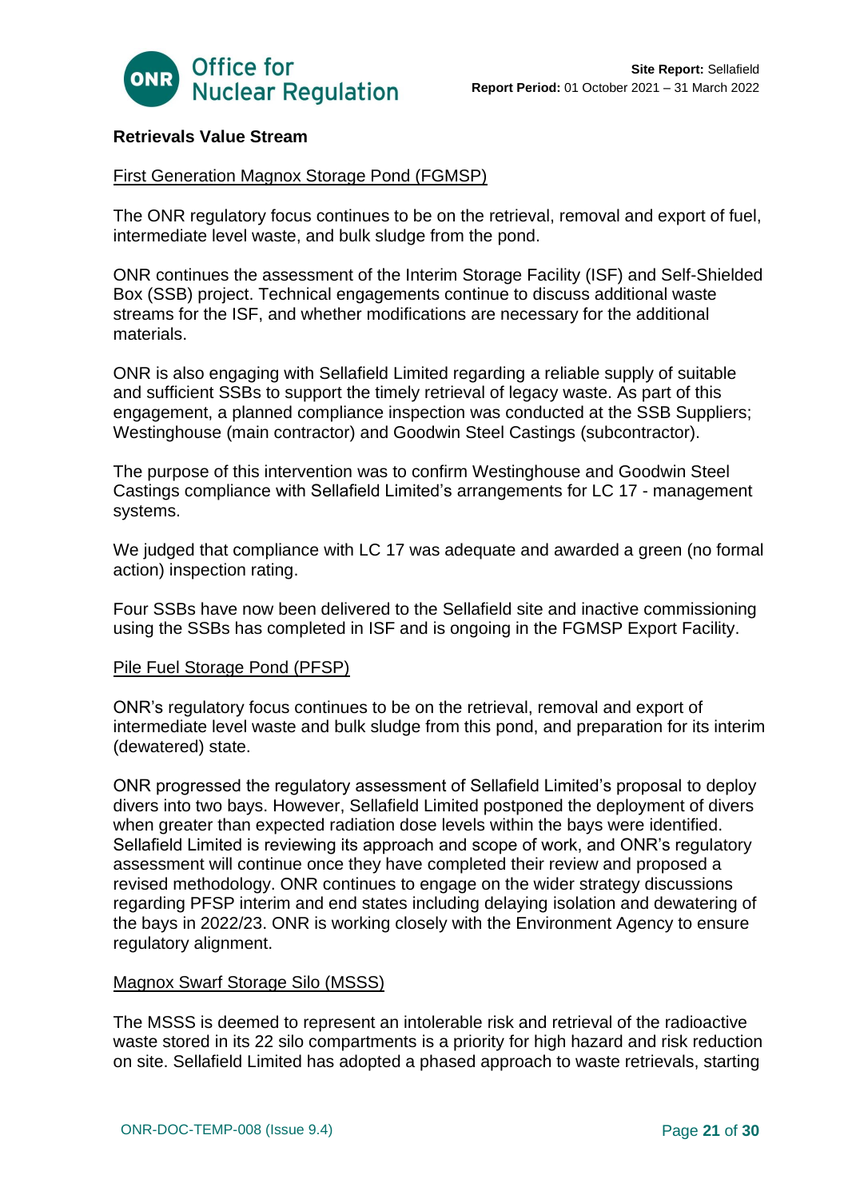## Retrievals Value Stream

### First Generation Magnox Storage Pond (FGMSP)

The ONR regulatory focus continues to be on the retrieval, removal and export of fuel, intermediate level waste, and bulk sludge from the pond.

ONR continues the assessment of the Interim Storage Facility (ISF) and Self-Shielded Box (SSB) project. Technical engagements continue to discuss additional waste streams for the ISF, and whether modifications are necessary for the additional materials.

ONR is also engaging with Sellafield Limited regarding a reliable supply of suitable and sufficient SSBs to support the timely retrieval of legacy waste. As part of this engagement, a planned compliance inspection was conducted at the SSB Suppliers; Westinghouse (main contractor) and Goodwin Steel Castings (subcontractor).

The purpose of this intervention was to confirm Westinghouse and Goodwin Steel Castings compliance with Sellafield Limited's arrangements for LC 17 - management systems.

We judged that compliance with LC 17 was adequate and awarded a green (no formal action) inspection rating.

Four SSBs have now been delivered to the Sellafield site and inactive commissioning using the SSBs has completed in ISF and is ongoing in the FGMSP Export Facility.

### Pile Fuel Storage Pond (PFSP)

ONR's regulatory focus continues to be on the retrieval, removal and export of intermediate level waste and bulk sludge from this pond, and preparation for its interim (dewatered) state.

ONR progressed the regulatory assessment of Sellafield Limited's proposal to deploy divers into two bays. However, Sellafield Limited postponed the deployment of divers when greater than expected radiation dose levels within the bays were identified. Sellafield Limited is reviewing its approach and scope of work, and ONR's regulatory assessment will continue once they have completed their review and proposed a revised methodology. ONR continues to engage on the wider strategy discussions regarding PFSP interim and end states including delaying isolation and dewatering of the bays in 2022/23. ONR is working closely with the Environment Agency to ensure regulatory alignment.

### Magnox Swarf Storage Silo (MSSS)

The MSSS is deemed to represent an intolerable risk and retrieval of the radioactive waste stored in its 22 silo compartments is a priority for high hazard and risk reduction on site. Sellafield Limited has adopted a phased approach to waste retrievals, starting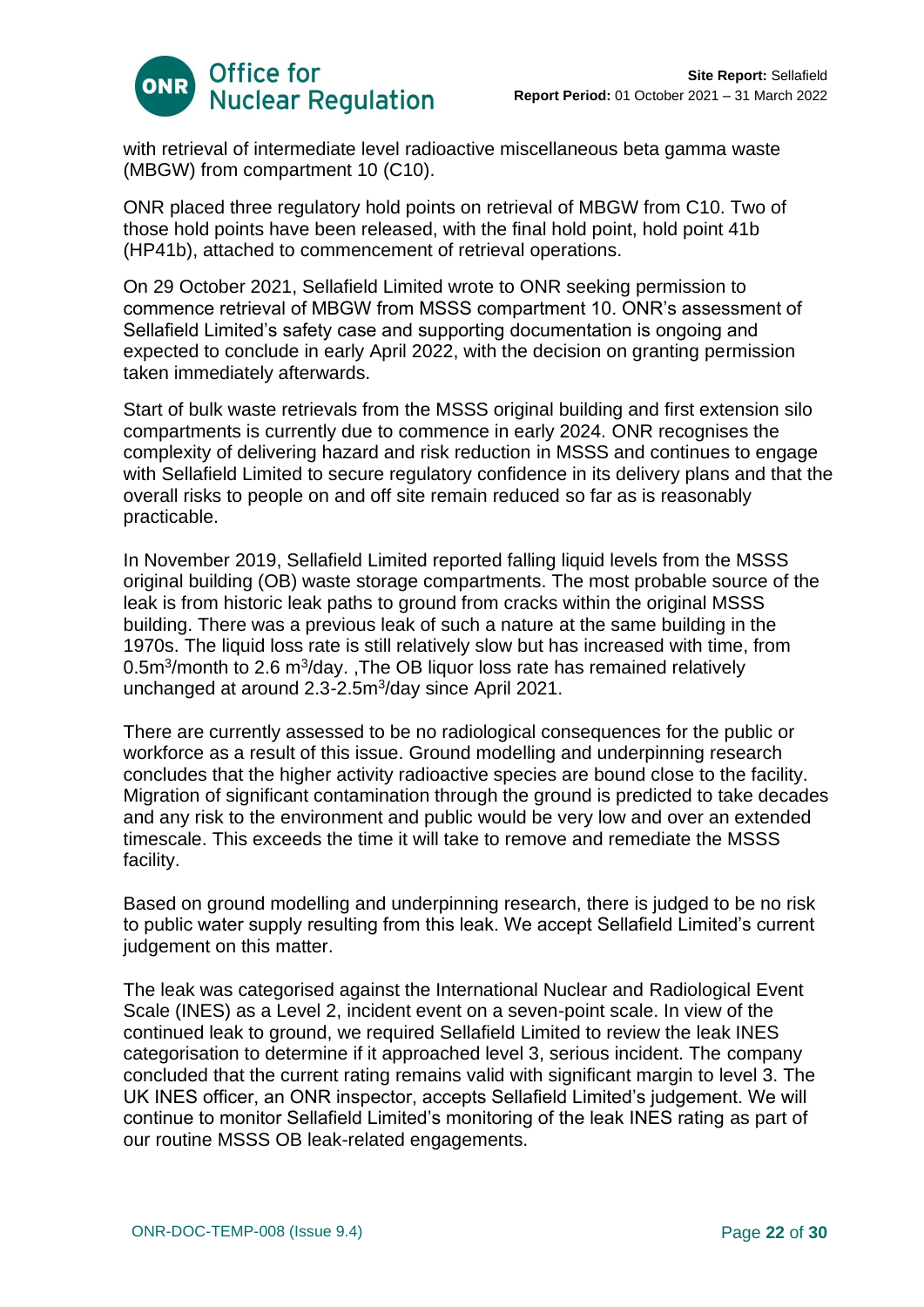with retrieval of intermediate level radioactive miscellaneous beta gamma waste (MBGW) from compartment 10 (C10).

ONR placed three regulatory hold points on retrieval of MBGW from C10. Two of those hold points have been released, with the final hold point, hold point 41b (HP41b), attached to commencement of retrieval operations.

On 29 October 2021, Sellafield Limited wrote to ONR seeking permission to commence retrieval of MBGW from MSSS compartment 10. ONR's assessment of Sellafield Limited's safety case and supporting documentation is ongoing and expected to conclude in early April 2022, with the decision on granting permission taken immediately afterwards.

Start of bulk waste retrievals from the MSSS original building and first extension silo compartments is currently due to commence in early 2024. ONR recognises the complexity of delivering hazard and risk reduction in MSSS and continues to engage with Sellafield Limited to secure regulatory confidence in its delivery plans and that the overall risks to people on and off site remain reduced so far as is reasonably practicable.

In November 2019, Sellafield Limited reported falling liquid levels from the MSSS original building (OB) waste storage compartments. The most probable source of the leak is from historic leak paths to ground from cracks within the original MSSS building. There was a previous leak of such a nature at the same building in the 1970s. The liquid loss rate is still relatively slow but has increased with time, from 0.5m$^3$/month to 2.6 m$^3$/day. ,The OB liquor loss rate has remained relatively unchanged at around 2.3-2.5m$^3$/day since April 2021.

There are currently assessed to be no radiological consequences for the public or workforce as a result of this issue. Ground modelling and underpinning research concludes that the higher activity radioactive species are bound close to the facility. Migration of significant contamination through the ground is predicted to take decades and any risk to the environment and public would be very low and over an extended timescale. This exceeds the time it will take to remove and remediate the MSSS facility.

Based on ground modelling and underpinning research, there is judged to be no risk to public water supply resulting from this leak. We accept Sellafield Limited's current judgement on this matter.

The leak was categorised against the International Nuclear and Radiological Event Scale (INES) as a Level 2, incident event on a seven-point scale. In view of the continued leak to ground, we required Sellafield Limited to review the leak INES categorisation to determine if it approached level 3, serious incident. The company concluded that the current rating remains valid with significant margin to level 3. The UK INES officer, an ONR inspector, accepts Sellafield Limited's judgement. We will continue to monitor Sellafield Limited's monitoring of the leak INES rating as part of our routine MSSS OB leak-related engagements.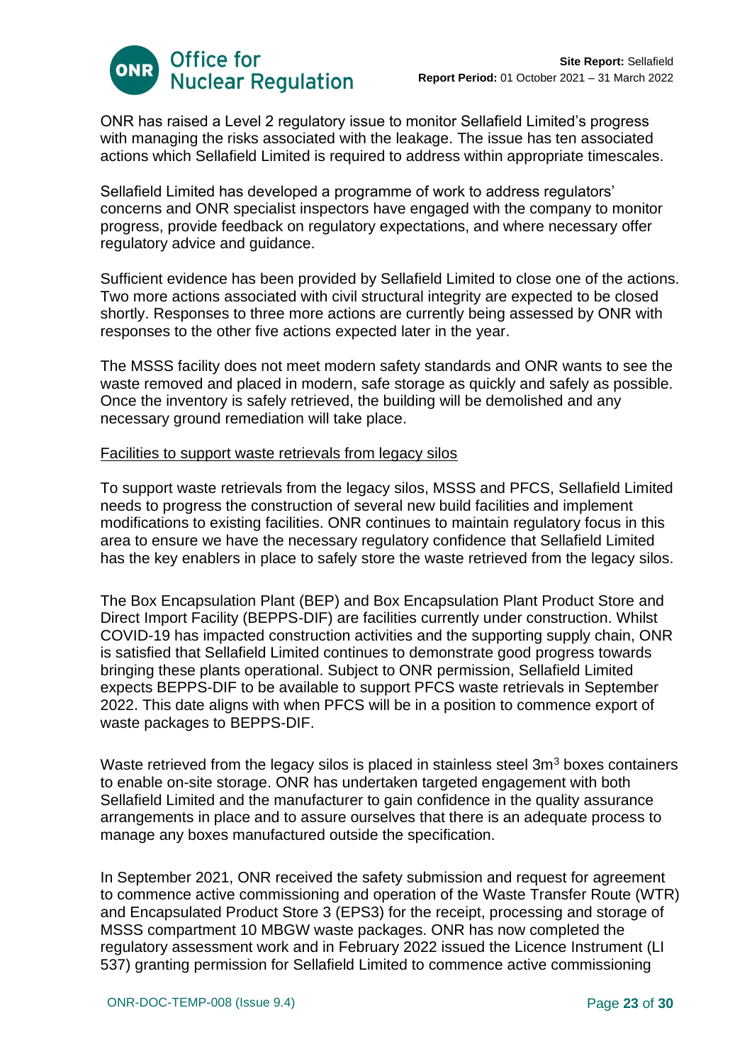ONR has raised a Level 2 regulatory issue to monitor Sellafield Limited's progress with managing the risks associated with the leakage. The issue has ten associated actions which Sellafield Limited is required to address within appropriate timescales.

Sellafield Limited has developed a programme of work to address regulators' concerns and ONR specialist inspectors have engaged with the company to monitor progress, provide feedback on regulatory expectations, and where necessary offer regulatory advice and guidance.

Sufficient evidence has been provided by Sellafield Limited to close one of the actions. Two more actions associated with civil structural integrity are expected to be closed shortly. Responses to three more actions are currently being assessed by ONR with responses to the other five actions expected later in the year.

The MSSS facility does not meet modern safety standards and ONR wants to see the waste removed and placed in modern, safe storage as quickly and safely as possible. Once the inventory is safely retrieved, the building will be demolished and any necessary ground remediation will take place.

<u>Facilities to support waste retrievals from legacy silos</u>

To support waste retrievals from the legacy silos, MSSS and PFCS, Sellafield Limited needs to progress the construction of several new build facilities and implement modifications to existing facilities. ONR continues to maintain regulatory focus in this area to ensure we have the necessary regulatory confidence that Sellafield Limited has the key enablers in place to safely store the waste retrieved from the legacy silos.

The Box Encapsulation Plant (BEP) and Box Encapsulation Plant Product Store and Direct Import Facility (BEPPS-DIF) are facilities currently under construction. Whilst COVID-19 has impacted construction activities and the supporting supply chain, ONR is satisfied that Sellafield Limited continues to demonstrate good progress towards bringing these plants operational. Subject to ONR permission, Sellafield Limited expects BEPPS-DIF to be available to support PFCS waste retrievals in September 2022. This date aligns with when PFCS will be in a position to commence export of waste packages to BEPPS-DIF.

Waste retrieved from the legacy silos is placed in stainless steel $3m^3$ boxes containers to enable on-site storage. ONR has undertaken targeted engagement with both Sellafield Limited and the manufacturer to gain confidence in the quality assurance arrangements in place and to assure ourselves that there is an adequate process to manage any boxes manufactured outside the specification.

In September 2021, ONR received the safety submission and request for agreement to commence active commissioning and operation of the Waste Transfer Route (WTR) and Encapsulated Product Store 3 (EPS3) for the receipt, processing and storage of MSSS compartment 10 MBGW waste packages. ONR has now completed the regulatory assessment work and in February 2022 issued the Licence Instrument (LI 537) granting permission for Sellafield Limited to commence active commissioning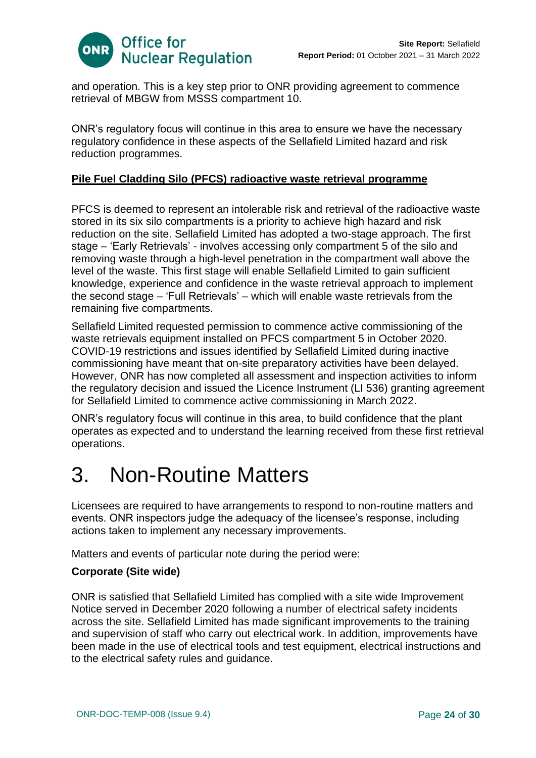and operation. This is a key step prior to ONR providing agreement to commence retrieval of MBGW from MSSS compartment 10.

ONR's regulatory focus will continue in this area to ensure we have the necessary regulatory confidence in these aspects of the Sellafield Limited hazard and risk reduction programmes.

**Pile Fuel Cladding Silo (PFCS) radioactive waste retrieval programme**

PFCS is deemed to represent an intolerable risk and retrieval of the radioactive waste stored in its six silo compartments is a priority to achieve high hazard and risk reduction on the site. Sellafield Limited has adopted a two-stage approach. The first stage – 'Early Retrievals' - involves accessing only compartment 5 of the silo and removing waste through a high-level penetration in the compartment wall above the level of the waste. This first stage will enable Sellafield Limited to gain sufficient knowledge, experience and confidence in the waste retrieval approach to implement the second stage – 'Full Retrievals' – which will enable waste retrievals from the remaining five compartments.

Sellafield Limited requested permission to commence active commissioning of the waste retrievals equipment installed on PFCS compartment 5 in October 2020. COVID-19 restrictions and issues identified by Sellafield Limited during inactive commissioning have meant that on-site preparatory activities have been delayed. However, ONR has now completed all assessment and inspection activities to inform the regulatory decision and issued the Licence Instrument (LI 536) granting agreement for Sellafield Limited to commence active commissioning in March 2022.

ONR's regulatory focus will continue in this area, to build confidence that the plant operates as expected and to understand the learning received from these first retrieval operations.

# 3. Non-Routine Matters

Licensees are required to have arrangements to respond to non-routine matters and events. ONR inspectors judge the adequacy of the licensee's response, including actions taken to implement any necessary improvements.

Matters and events of particular note during the period were:

**Corporate (Site wide)**

ONR is satisfied that Sellafield Limited has complied with a site wide Improvement Notice served in December 2020 following a number of electrical safety incidents across the site. Sellafield Limited has made significant improvements to the training and supervision of staff who carry out electrical work. In addition, improvements have been made in the use of electrical tools and test equipment, electrical instructions and to the electrical safety rules and guidance.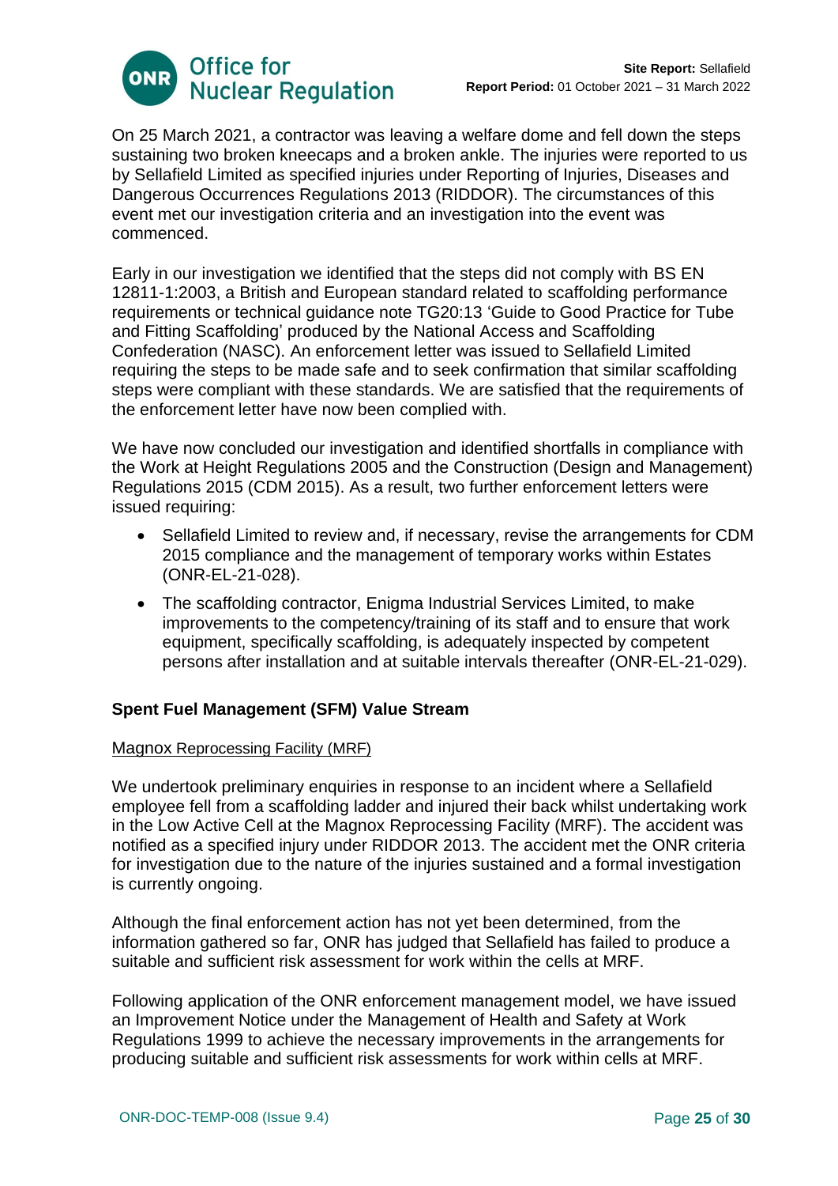On 25 March 2021, a contractor was leaving a welfare dome and fell down the steps sustaining two broken kneecaps and a broken ankle. The injuries were reported to us by Sellafield Limited as specified injuries under Reporting of Injuries, Diseases and Dangerous Occurrences Regulations 2013 (RIDDOR). The circumstances of this event met our investigation criteria and an investigation into the event was commenced.

Early in our investigation we identified that the steps did not comply with BS EN 12811-1:2003, a British and European standard related to scaffolding performance requirements or technical guidance note TG20:13 'Guide to Good Practice for Tube and Fitting Scaffolding' produced by the National Access and Scaffolding Confederation (NASC). An enforcement letter was issued to Sellafield Limited requiring the steps to be made safe and to seek confirmation that similar scaffolding steps were compliant with these standards. We are satisfied that the requirements of the enforcement letter have now been complied with.

We have now concluded our investigation and identified shortfalls in compliance with the Work at Height Regulations 2005 and the Construction (Design and Management) Regulations 2015 (CDM 2015). As a result, two further enforcement letters were issued requiring:

- Sellafield Limited to review and, if necessary, revise the arrangements for CDM 2015 compliance and the management of temporary works within Estates (ONR-EL-21-028).
- The scaffolding contractor, Enigma Industrial Services Limited, to make improvements to the competency/training of its staff and to ensure that work equipment, specifically scaffolding, is adequately inspected by competent persons after installation and at suitable intervals thereafter (ONR-EL-21-029).

### Spent Fuel Management (SFM) Value Stream

#### Magnox Reprocessing Facility (MRF)

We undertook preliminary enquiries in response to an incident where a Sellafield employee fell from a scaffolding ladder and injured their back whilst undertaking work in the Low Active Cell at the Magnox Reprocessing Facility (MRF). The accident was notified as a specified injury under RIDDOR 2013. The accident met the ONR criteria for investigation due to the nature of the injuries sustained and a formal investigation is currently ongoing.

Although the final enforcement action has not yet been determined, from the information gathered so far, ONR has judged that Sellafield has failed to produce a suitable and sufficient risk assessment for work within the cells at MRF.

Following application of the ONR enforcement management model, we have issued an Improvement Notice under the Management of Health and Safety at Work Regulations 1999 to achieve the necessary improvements in the arrangements for producing suitable and sufficient risk assessments for work within cells at MRF.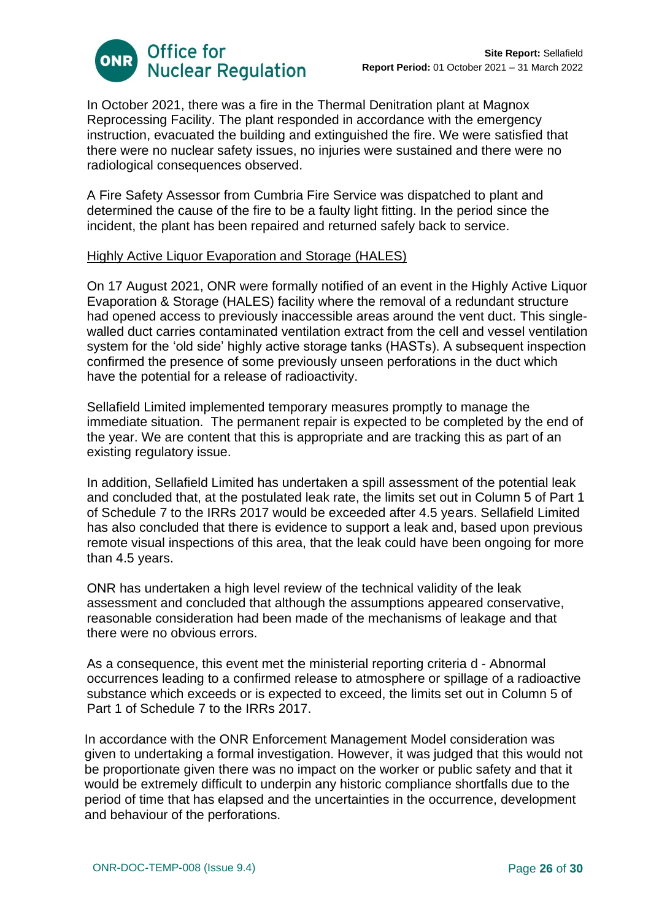In October 2021, there was a fire in the Thermal Denitration plant at Magnox Reprocessing Facility. The plant responded in accordance with the emergency instruction, evacuated the building and extinguished the fire. We were satisfied that there were no nuclear safety issues, no injuries were sustained and there were no radiological consequences observed.

A Fire Safety Assessor from Cumbria Fire Service was dispatched to plant and determined the cause of the fire to be a faulty light fitting. In the period since the incident, the plant has been repaired and returned safely back to service.

Highly Active Liquor Evaporation and Storage (HALES)

On 17 August 2021, ONR were formally notified of an event in the Highly Active Liquor Evaporation & Storage (HALES) facility where the removal of a redundant structure had opened access to previously inaccessible areas around the vent duct. This single-walled duct carries contaminated ventilation extract from the cell and vessel ventilation system for the 'old side' highly active storage tanks (HASTs). A subsequent inspection confirmed the presence of some previously unseen perforations in the duct which have the potential for a release of radioactivity.

Sellafield Limited implemented temporary measures promptly to manage the immediate situation. The permanent repair is expected to be completed by the end of the year. We are content that this is appropriate and are tracking this as part of an existing regulatory issue.

In addition, Sellafield Limited has undertaken a spill assessment of the potential leak and concluded that, at the postulated leak rate, the limits set out in Column 5 of Part 1 of Schedule 7 to the IRRs 2017 would be exceeded after 4.5 years. Sellafield Limited has also concluded that there is evidence to support a leak and, based upon previous remote visual inspections of this area, that the leak could have been ongoing for more than 4.5 years.

ONR has undertaken a high level review of the technical validity of the leak assessment and concluded that although the assumptions appeared conservative, reasonable consideration had been made of the mechanisms of leakage and that there were no obvious errors.

As a consequence, this event met the ministerial reporting criteria d - Abnormal occurrences leading to a confirmed release to atmosphere or spillage of a radioactive substance which exceeds or is expected to exceed, the limits set out in Column 5 of Part 1 of Schedule 7 to the IRRs 2017.

In accordance with the ONR Enforcement Management Model consideration was given to undertaking a formal investigation. However, it was judged that this would not be proportionate given there was no impact on the worker or public safety and that it would be extremely difficult to underpin any historic compliance shortfalls due to the period of time that has elapsed and the uncertainties in the occurrence, development and behaviour of the perforations.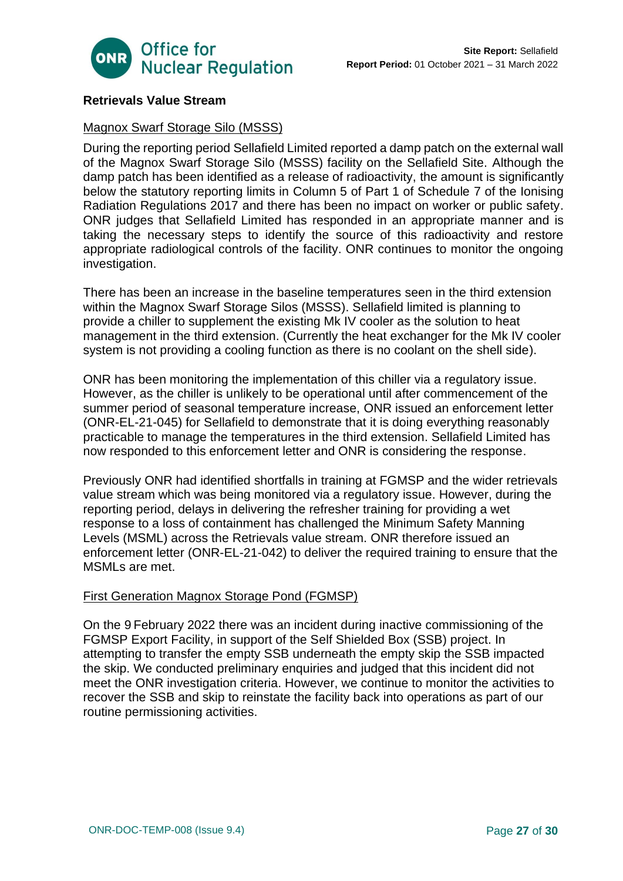## Retrievals Value Stream

### Magnox Swarf Storage Silo (MSSS)

During the reporting period Sellafield Limited reported a damp patch on the external wall of the Magnox Swarf Storage Silo (MSSS) facility on the Sellafield Site. Although the damp patch has been identified as a release of radioactivity, the amount is significantly below the statutory reporting limits in Column 5 of Part 1 of Schedule 7 of the Ionising Radiation Regulations 2017 and there has been no impact on worker or public safety. ONR judges that Sellafield Limited has responded in an appropriate manner and is taking the necessary steps to identify the source of this radioactivity and restore appropriate radiological controls of the facility. ONR continues to monitor the ongoing investigation.

There has been an increase in the baseline temperatures seen in the third extension within the Magnox Swarf Storage Silos (MSSS). Sellafield limited is planning to provide a chiller to supplement the existing Mk IV cooler as the solution to heat management in the third extension. (Currently the heat exchanger for the Mk IV cooler system is not providing a cooling function as there is no coolant on the shell side).

ONR has been monitoring the implementation of this chiller via a regulatory issue. However, as the chiller is unlikely to be operational until after commencement of the summer period of seasonal temperature increase, ONR issued an enforcement letter (ONR-EL-21-045) for Sellafield to demonstrate that it is doing everything reasonably practicable to manage the temperatures in the third extension. Sellafield Limited has now responded to this enforcement letter and ONR is considering the response.

Previously ONR had identified shortfalls in training at FGMSP and the wider retrievals value stream which was being monitored via a regulatory issue. However, during the reporting period, delays in delivering the refresher training for providing a wet response to a loss of containment has challenged the Minimum Safety Manning Levels (MSML) across the Retrievals value stream. ONR therefore issued an enforcement letter (ONR-EL-21-042) to deliver the required training to ensure that the MSMLs are met.

### First Generation Magnox Storage Pond (FGMSP)

On the 9 February 2022 there was an incident during inactive commissioning of the FGMSP Export Facility, in support of the Self Shielded Box (SSB) project. In attempting to transfer the empty SSB underneath the empty skip the SSB impacted the skip. We conducted preliminary enquiries and judged that this incident did not meet the ONR investigation criteria. However, we continue to monitor the activities to recover the SSB and skip to reinstate the facility back into operations as part of our routine permissioning activities.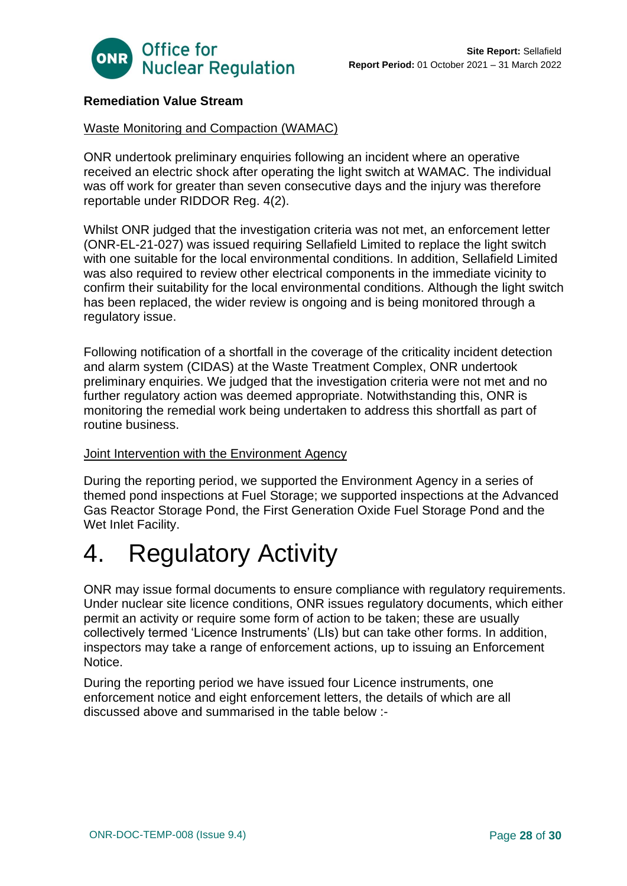**Remediation Value Stream**

Waste Monitoring and Compaction (WAMAC)

ONR undertook preliminary enquiries following an incident where an operative received an electric shock after operating the light switch at WAMAC. The individual was off work for greater than seven consecutive days and the injury was therefore reportable under RIDDOR Reg. 4(2).

Whilst ONR judged that the investigation criteria was not met, an enforcement letter (ONR-EL-21-027) was issued requiring Sellafield Limited to replace the light switch with one suitable for the local environmental conditions. In addition, Sellafield Limited was also required to review other electrical components in the immediate vicinity to confirm their suitability for the local environmental conditions. Although the light switch has been replaced, the wider review is ongoing and is being monitored through a regulatory issue.

Following notification of a shortfall in the coverage of the criticality incident detection and alarm system (CIDAS) at the Waste Treatment Complex, ONR undertook preliminary enquiries. We judged that the investigation criteria were not met and no further regulatory action was deemed appropriate. Notwithstanding this, ONR is monitoring the remedial work being undertaken to address this shortfall as part of routine business.

Joint Intervention with the Environment Agency

During the reporting period, we supported the Environment Agency in a series of themed pond inspections at Fuel Storage; we supported inspections at the Advanced Gas Reactor Storage Pond, the First Generation Oxide Fuel Storage Pond and the Wet Inlet Facility.

# 4. Regulatory Activity

ONR may issue formal documents to ensure compliance with regulatory requirements. Under nuclear site licence conditions, ONR issues regulatory documents, which either permit an activity or require some form of action to be taken; these are usually collectively termed 'Licence Instruments' (LIs) but can take other forms. In addition, inspectors may take a range of enforcement actions, up to issuing an Enforcement Notice.

During the reporting period we have issued four Licence instruments, one enforcement notice and eight enforcement letters, the details of which are all discussed above and summarised in the table below :-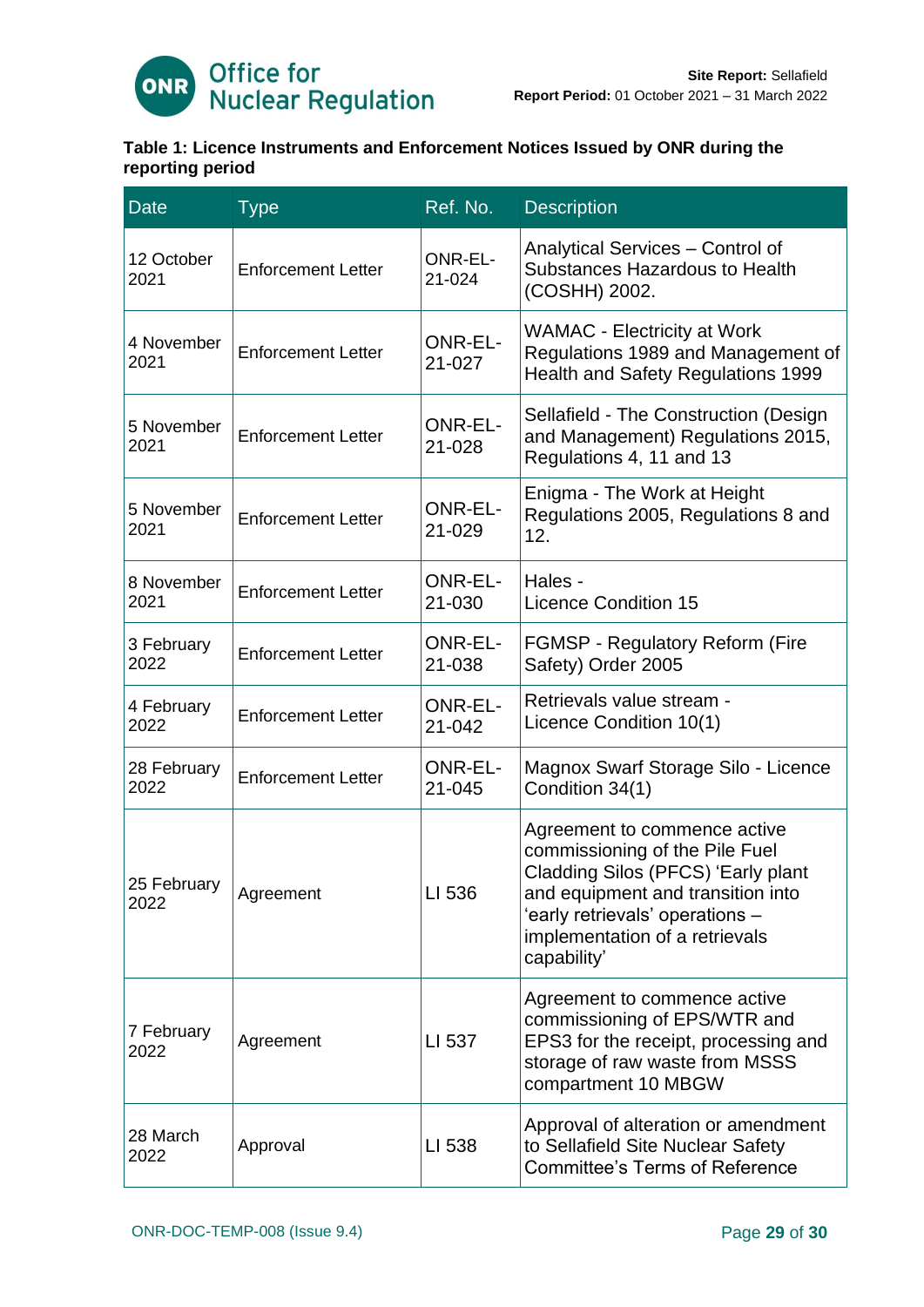**Table 1: Licence Instruments and Enforcement Notices Issued by ONR during the reporting period**

| Date | Type | Ref. No. | Description |
|---|---|---|---|
| 12 October 2021 | Enforcement Letter | ONR-EL-21-024 | Analytical Services – Control of Substances Hazardous to Health (COSHH) 2002. |
| 4 November 2021 | Enforcement Letter | ONR-EL-21-027 | WAMAC - Electricity at Work Regulations 1989 and Management of Health and Safety Regulations 1999 |
| 5 November 2021 | Enforcement Letter | ONR-EL-21-028 | Sellafield - The Construction (Design and Management) Regulations 2015, Regulations 4, 11 and 13 |
| 5 November 2021 | Enforcement Letter | ONR-EL-21-029 | Enigma - The Work at Height Regulations 2005, Regulations 8 and 12. |
| 8 November 2021 | Enforcement Letter | ONR-EL-21-030 | Hales - Licence Condition 15 |
| 3 February 2022 | Enforcement Letter | ONR-EL-21-038 | FGMSP - Regulatory Reform (Fire Safety) Order 2005 |
| 4 February 2022 | Enforcement Letter | ONR-EL-21-042 | Retrievals value stream - Licence Condition 10(1) |
| 28 February 2022 | Enforcement Letter | ONR-EL-21-045 | Magnox Swarf Storage Silo - Licence Condition 34(1) |
| 25 February 2022 | Agreement | LI 536 | Agreement to commence active commissioning of the Pile Fuel Cladding Silos (PFCS) 'Early plant and equipment and transition into 'early retrievals' operations – implementation of a retrievals capability' |
| 7 February 2022 | Agreement | LI 537 | Agreement to commence active commissioning of EPS/WTR and EPS3 for the receipt, processing and storage of raw waste from MSSS compartment 10 MBGW |
| 28 March 2022 | Approval | LI 538 | Approval of alteration or amendment to Sellafield Site Nuclear Safety Committee's Terms of Reference |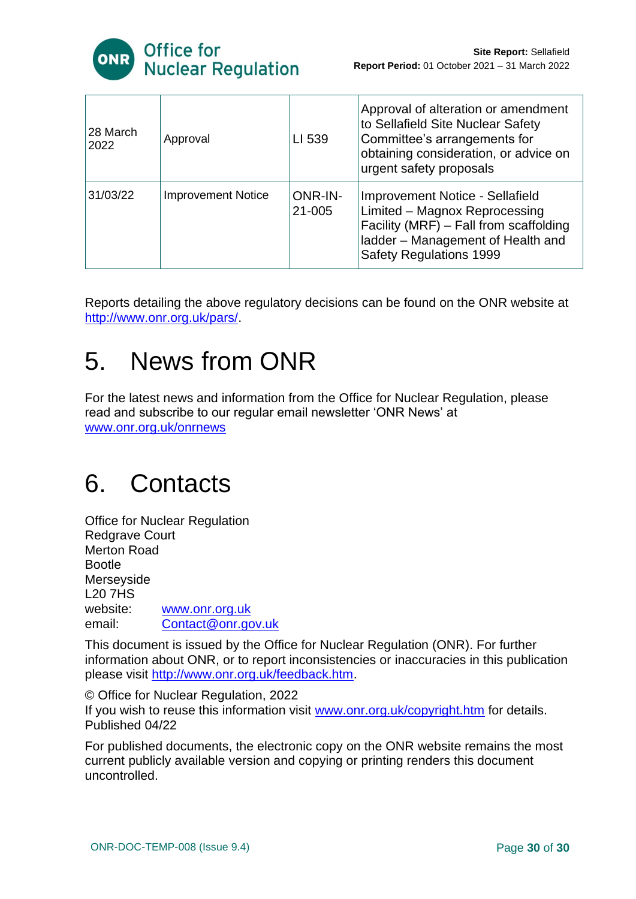| | | | |
|---|---|---|---|
| 28 March 2022 | Approval | LI 539 | Approval of alteration or amendment to Sellafield Site Nuclear Safety Committee's arrangements for obtaining consideration, or advice on urgent safety proposals |
| 31/03/22 | Improvement Notice | ONR-IN-21-005 | Improvement Notice - Sellafield Limited – Magnox Reprocessing Facility (MRF) – Fall from scaffolding ladder – Management of Health and Safety Regulations 1999 |

Reports detailing the above regulatory decisions can be found on the ONR website at http://www.onr.org.uk/pars/.

# 5. News from ONR

For the latest news and information from the Office for Nuclear Regulation, please read and subscribe to our regular email newsletter 'ONR News' at www.onr.org.uk/onrnews

# 6. Contacts

Office for Nuclear Regulation
Redgrave Court
Merton Road
Bootle
Merseyside
L20 7HS
website: www.onr.org.uk
email: Contact@onr.gov.uk

This document is issued by the Office for Nuclear Regulation (ONR). For further information about ONR, or to report inconsistencies or inaccuracies in this publication please visit http://www.onr.org.uk/feedback.htm.

© Office for Nuclear Regulation, 2022
If you wish to reuse this information visit www.onr.org.uk/copyright.htm for details.
Published 04/22

For published documents, the electronic copy on the ONR website remains the most current publicly available version and copying or printing renders this document uncontrolled.